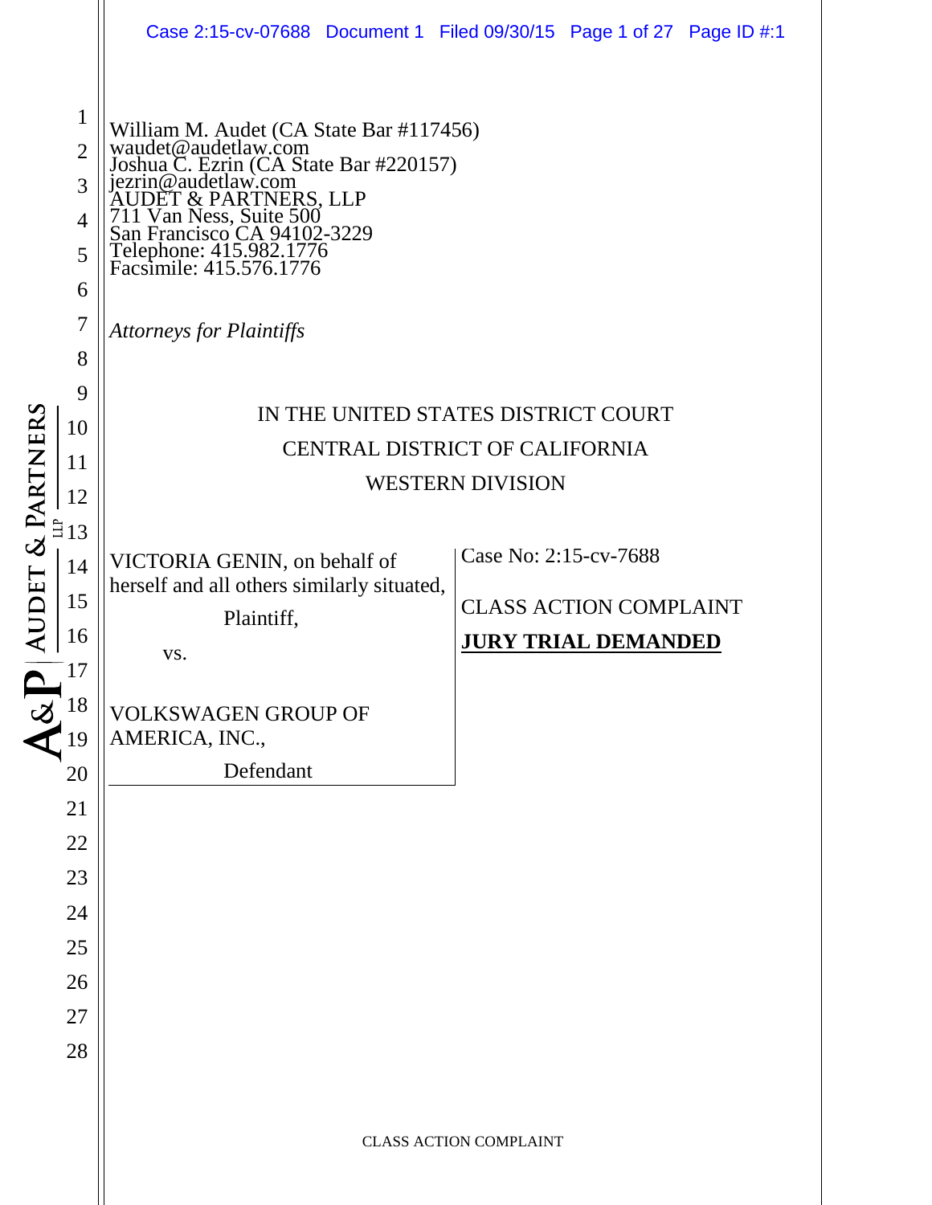William M. Audet (CA State Bar #117456)
waudet@audetlaw.com
Joshua C. Ezrin (CA State Bar #220157)
jezrin@audetlaw.com
AUDET & PARTNERS, LLP
711 Van Ness, Suite 500
San Francisco CA 94102-3229
Telephone: 415.982.1776
Facsimile: 415.576.1776

*Attorneys for Plaintiffs*

IN THE UNITED STATES DISTRICT COURT
CENTRAL DISTRICT OF CALIFORNIA
WESTERN DIVISION

| | |
|---|---|
| VICTORIA GENIN, on behalf of herself and all others similarly situated,<br><br>Plaintiff,<br><br>vs.<br><br>VOLKSWAGEN GROUP OF AMERICA, INC.,<br><br>Defendant | Case No: 2:15-cv-7688<br><br>CLASS ACTION COMPLAINT<br><br>**JURY TRIAL DEMANDED** |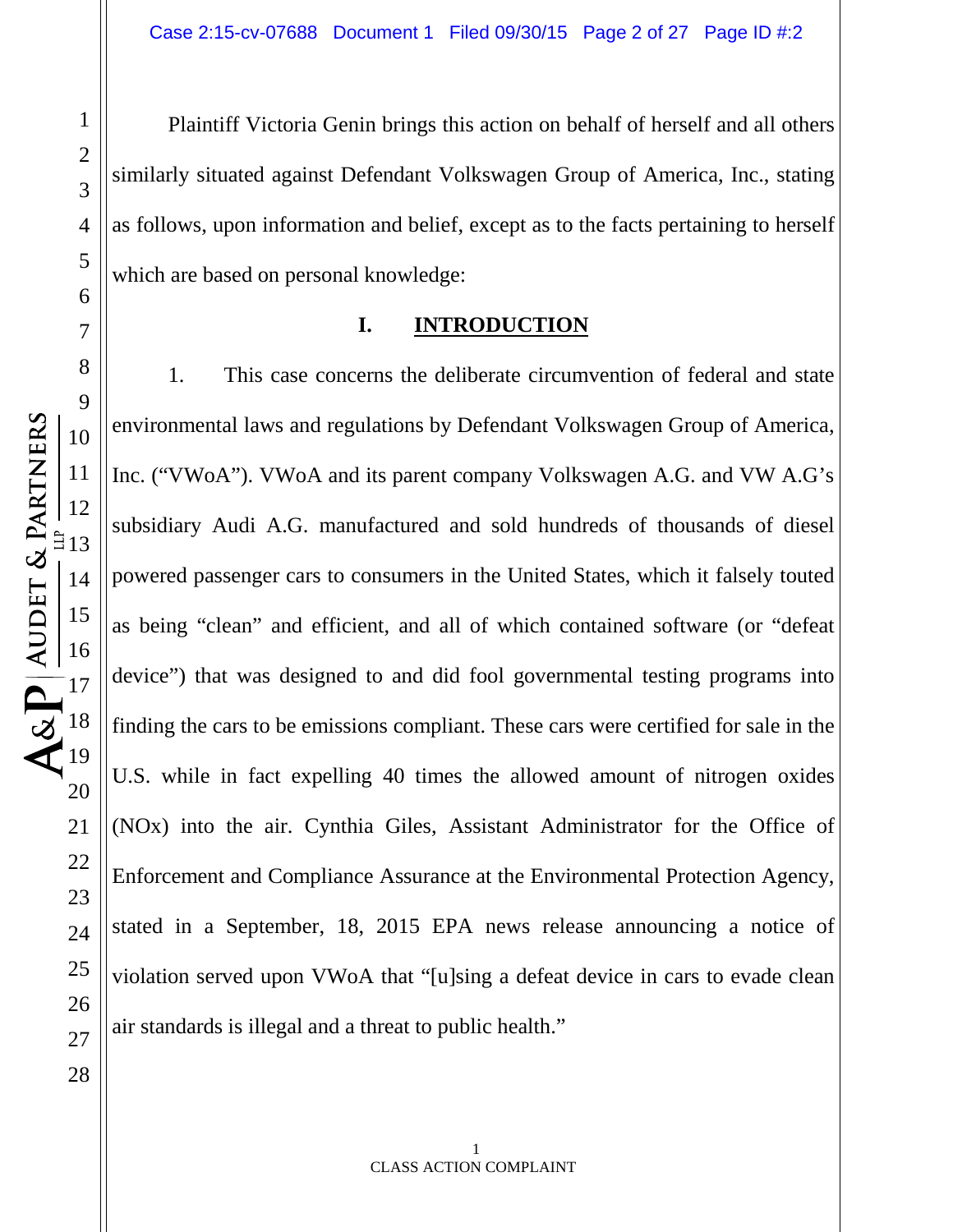Plaintiff Victoria Genin brings this action on behalf of herself and all others similarly situated against Defendant Volkswagen Group of America, Inc., stating as follows, upon information and belief, except as to the facts pertaining to herself which are based on personal knowledge:

## I. INTRODUCTION

1. This case concerns the deliberate circumvention of federal and state environmental laws and regulations by Defendant Volkswagen Group of America, Inc. ("VWoA"). VWoA and its parent company Volkswagen A.G. and VW A.G's subsidiary Audi A.G. manufactured and sold hundreds of thousands of diesel powered passenger cars to consumers in the United States, which it falsely touted as being "clean" and efficient, and all of which contained software (or "defeat device") that was designed to and did fool governmental testing programs into finding the cars to be emissions compliant. These cars were certified for sale in the U.S. while in fact expelling 40 times the allowed amount of nitrogen oxides (NOx) into the air. Cynthia Giles, Assistant Administrator for the Office of Enforcement and Compliance Assurance at the Environmental Protection Agency, stated in a September, 18, 2015 EPA news release announcing a notice of violation served upon VWoA that "[u]sing a defeat device in cars to evade clean air standards is illegal and a threat to public health."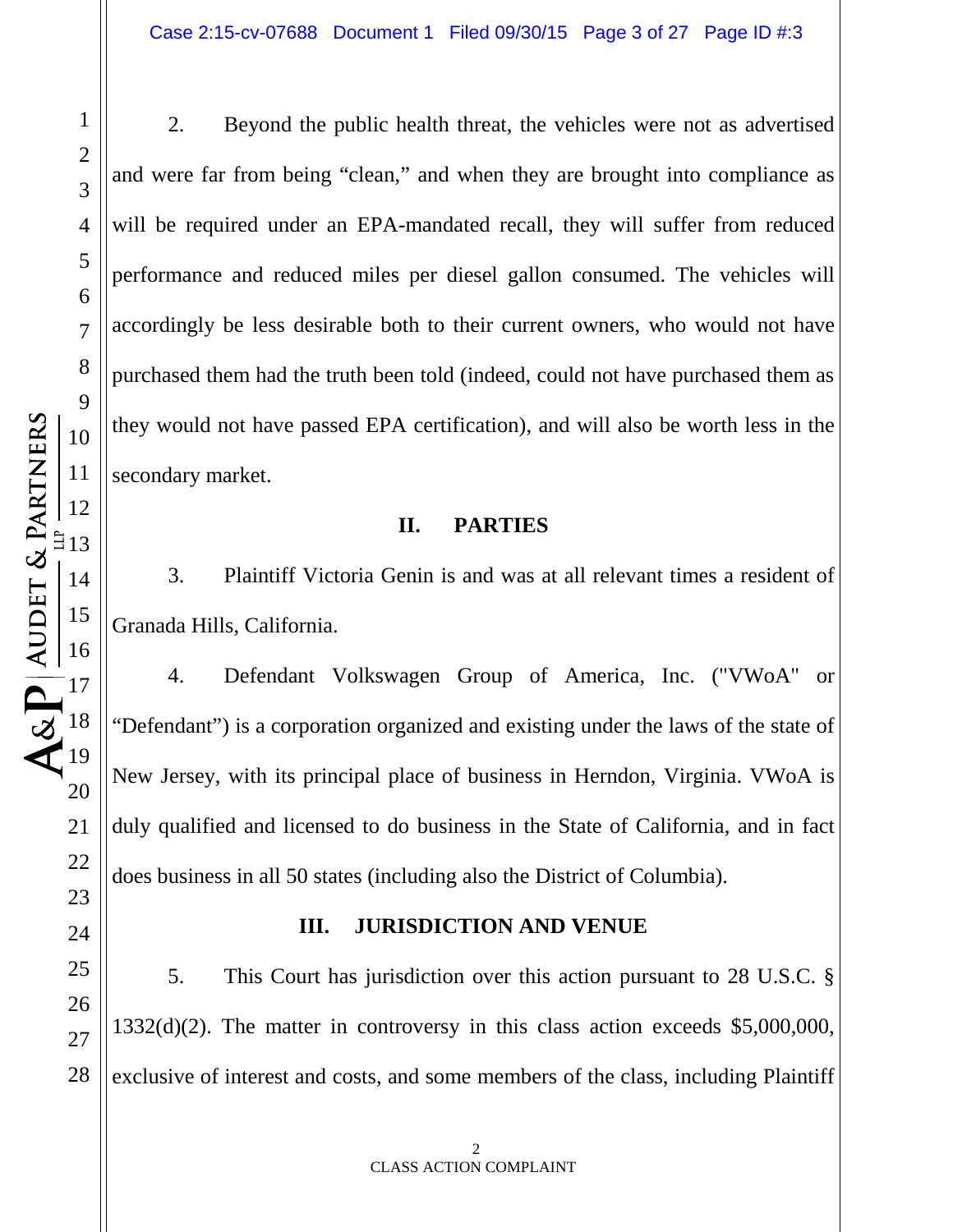2. Beyond the public health threat, the vehicles were not as advertised and were far from being "clean," and when they are brought into compliance as will be required under an EPA-mandated recall, they will suffer from reduced performance and reduced miles per diesel gallon consumed. The vehicles will accordingly be less desirable both to their current owners, who would not have purchased them had the truth been told (indeed, could not have purchased them as they would not have passed EPA certification), and will also be worth less in the secondary market.

## II. PARTIES

3. Plaintiff Victoria Genin is and was at all relevant times a resident of Granada Hills, California.

4. Defendant Volkswagen Group of America, Inc. ("VWoA" or "Defendant") is a corporation organized and existing under the laws of the state of New Jersey, with its principal place of business in Herndon, Virginia. VWoA is duly qualified and licensed to do business in the State of California, and in fact does business in all 50 states (including also the District of Columbia).

## III. JURISDICTION AND VENUE

5. This Court has jurisdiction over this action pursuant to 28 U.S.C. § 1332(d)(2). The matter in controversy in this class action exceeds $5,000,000, exclusive of interest and costs, and some members of the class, including Plaintiff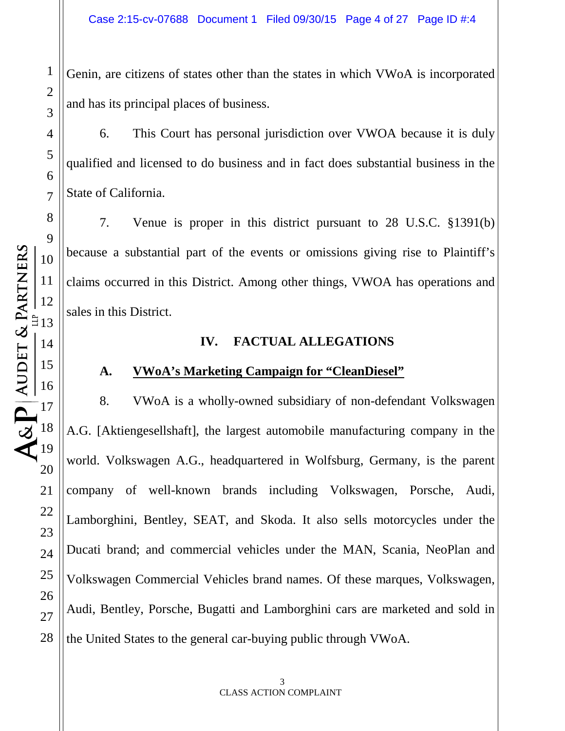Genin, are citizens of states other than the states in which VWoA is incorporated and has its principal places of business.

6. This Court has personal jurisdiction over VWOA because it is duly qualified and licensed to do business and in fact does substantial business in the State of California.

7. Venue is proper in this district pursuant to 28 U.S.C. §1391(b) because a substantial part of the events or omissions giving rise to Plaintiff's claims occurred in this District. Among other things, VWOA has operations and sales in this District.

## IV. FACTUAL ALLEGATIONS

### A. VWoA's Marketing Campaign for "CleanDiesel"

8. VWoA is a wholly-owned subsidiary of non-defendant Volkswagen A.G. [Aktiengesellshaft], the largest automobile manufacturing company in the world. Volkswagen A.G., headquartered in Wolfsburg, Germany, is the parent company of well-known brands including Volkswagen, Porsche, Audi, Lamborghini, Bentley, SEAT, and Skoda. It also sells motorcycles under the Ducati brand; and commercial vehicles under the MAN, Scania, NeoPlan and Volkswagen Commercial Vehicles brand names. Of these marques, Volkswagen, Audi, Bentley, Porsche, Bugatti and Lamborghini cars are marketed and sold in the United States to the general car-buying public through VWoA.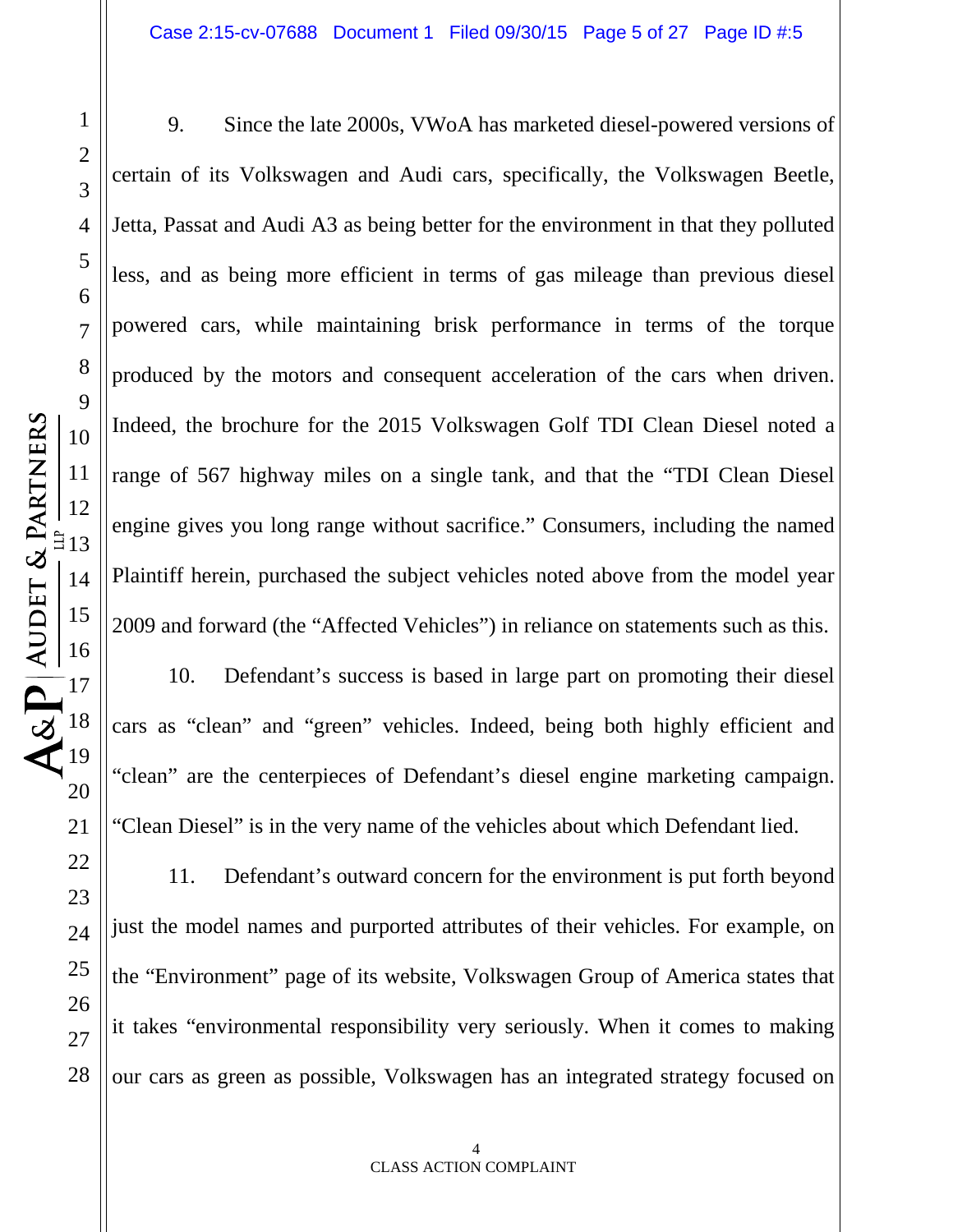9. Since the late 2000s, VWoA has marketed diesel-powered versions of certain of its Volkswagen and Audi cars, specifically, the Volkswagen Beetle, Jetta, Passat and Audi A3 as being better for the environment in that they polluted less, and as being more efficient in terms of gas mileage than previous diesel powered cars, while maintaining brisk performance in terms of the torque produced by the motors and consequent acceleration of the cars when driven. Indeed, the brochure for the 2015 Volkswagen Golf TDI Clean Diesel noted a range of 567 highway miles on a single tank, and that the "TDI Clean Diesel engine gives you long range without sacrifice." Consumers, including the named Plaintiff herein, purchased the subject vehicles noted above from the model year 2009 and forward (the "Affected Vehicles") in reliance on statements such as this.

10. Defendant's success is based in large part on promoting their diesel cars as "clean" and "green" vehicles. Indeed, being both highly efficient and "clean" are the centerpieces of Defendant's diesel engine marketing campaign. "Clean Diesel" is in the very name of the vehicles about which Defendant lied.

11. Defendant's outward concern for the environment is put forth beyond just the model names and purported attributes of their vehicles. For example, on the "Environment" page of its website, Volkswagen Group of America states that it takes "environmental responsibility very seriously. When it comes to making our cars as green as possible, Volkswagen has an integrated strategy focused on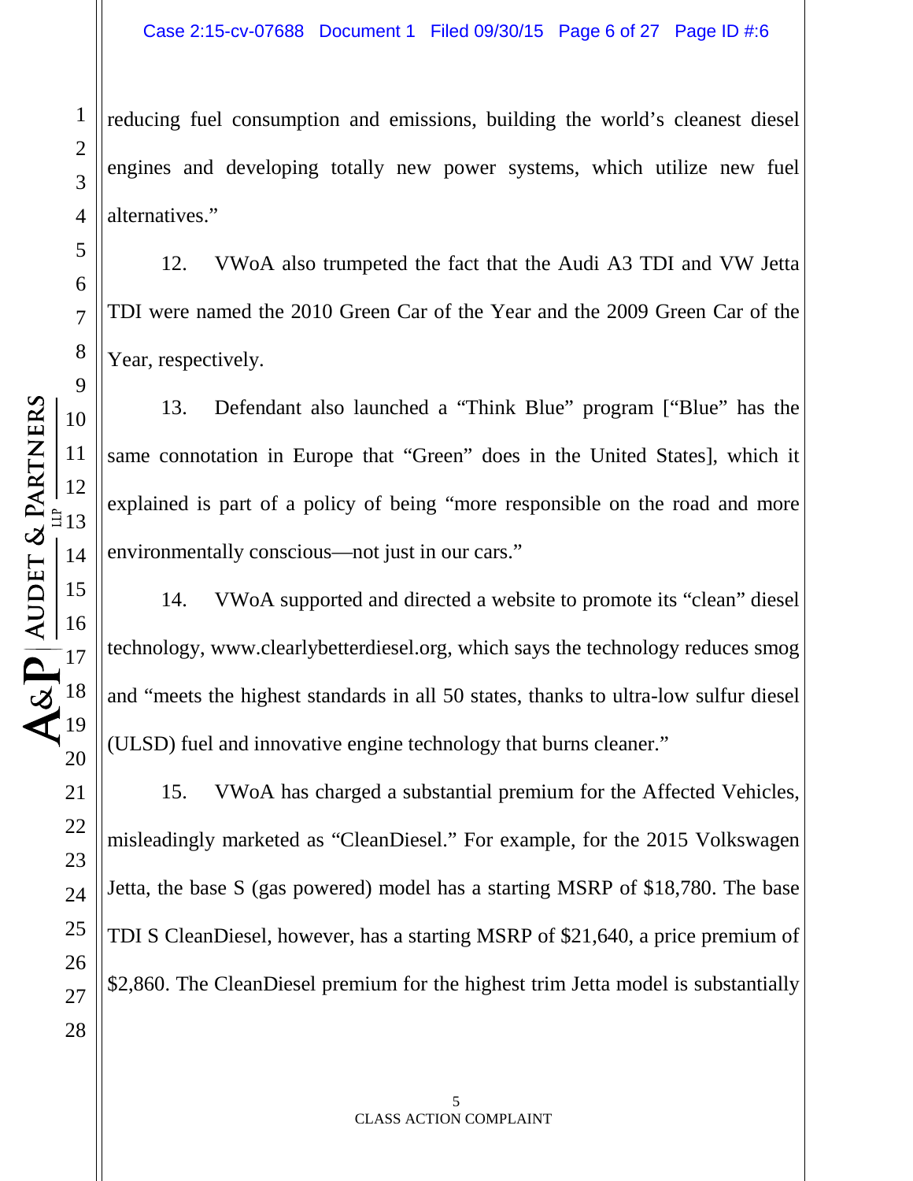reducing fuel consumption and emissions, building the world's cleanest diesel engines and developing totally new power systems, which utilize new fuel alternatives."

12. VWoA also trumpeted the fact that the Audi A3 TDI and VW Jetta TDI were named the 2010 Green Car of the Year and the 2009 Green Car of the Year, respectively.

13. Defendant also launched a "Think Blue" program ["Blue" has the same connotation in Europe that "Green" does in the United States], which it explained is part of a policy of being "more responsible on the road and more environmentally conscious—not just in our cars."

14. VWoA supported and directed a website to promote its "clean" diesel technology, www.clearlybetterdiesel.org, which says the technology reduces smog and "meets the highest standards in all 50 states, thanks to ultra-low sulfur diesel (ULSD) fuel and innovative engine technology that burns cleaner."

15. VWoA has charged a substantial premium for the Affected Vehicles, misleadingly marketed as "CleanDiesel." For example, for the 2015 Volkswagen Jetta, the base S (gas powered) model has a starting MSRP of $18,780. The base TDI S CleanDiesel, however, has a starting MSRP of $21,640, a price premium of $2,860. The CleanDiesel premium for the highest trim Jetta model is substantially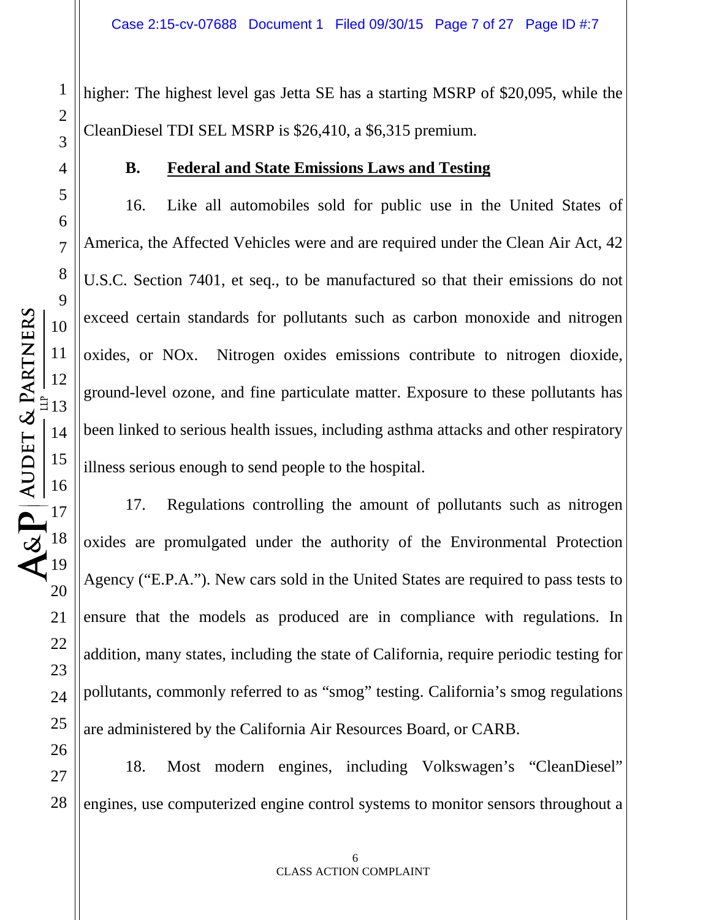higher: The highest level gas Jetta SE has a starting MSRP of $20,095, while the CleanDiesel TDI SEL MSRP is $26,410, a $6,315 premium.

### B. Federal and State Emissions Laws and Testing

16. Like all automobiles sold for public use in the United States of America, the Affected Vehicles were and are required under the Clean Air Act, 42 U.S.C. Section 7401, et seq., to be manufactured so that their emissions do not exceed certain standards for pollutants such as carbon monoxide and nitrogen oxides, or NOx. Nitrogen oxides emissions contribute to nitrogen dioxide, ground-level ozone, and fine particulate matter. Exposure to these pollutants has been linked to serious health issues, including asthma attacks and other respiratory illness serious enough to send people to the hospital.

17. Regulations controlling the amount of pollutants such as nitrogen oxides are promulgated under the authority of the Environmental Protection Agency ("E.P.A."). New cars sold in the United States are required to pass tests to ensure that the models as produced are in compliance with regulations. In addition, many states, including the state of California, require periodic testing for pollutants, commonly referred to as "smog" testing. California's smog regulations are administered by the California Air Resources Board, or CARB.

18. Most modern engines, including Volkswagen's "CleanDiesel" engines, use computerized engine control systems to monitor sensors throughout a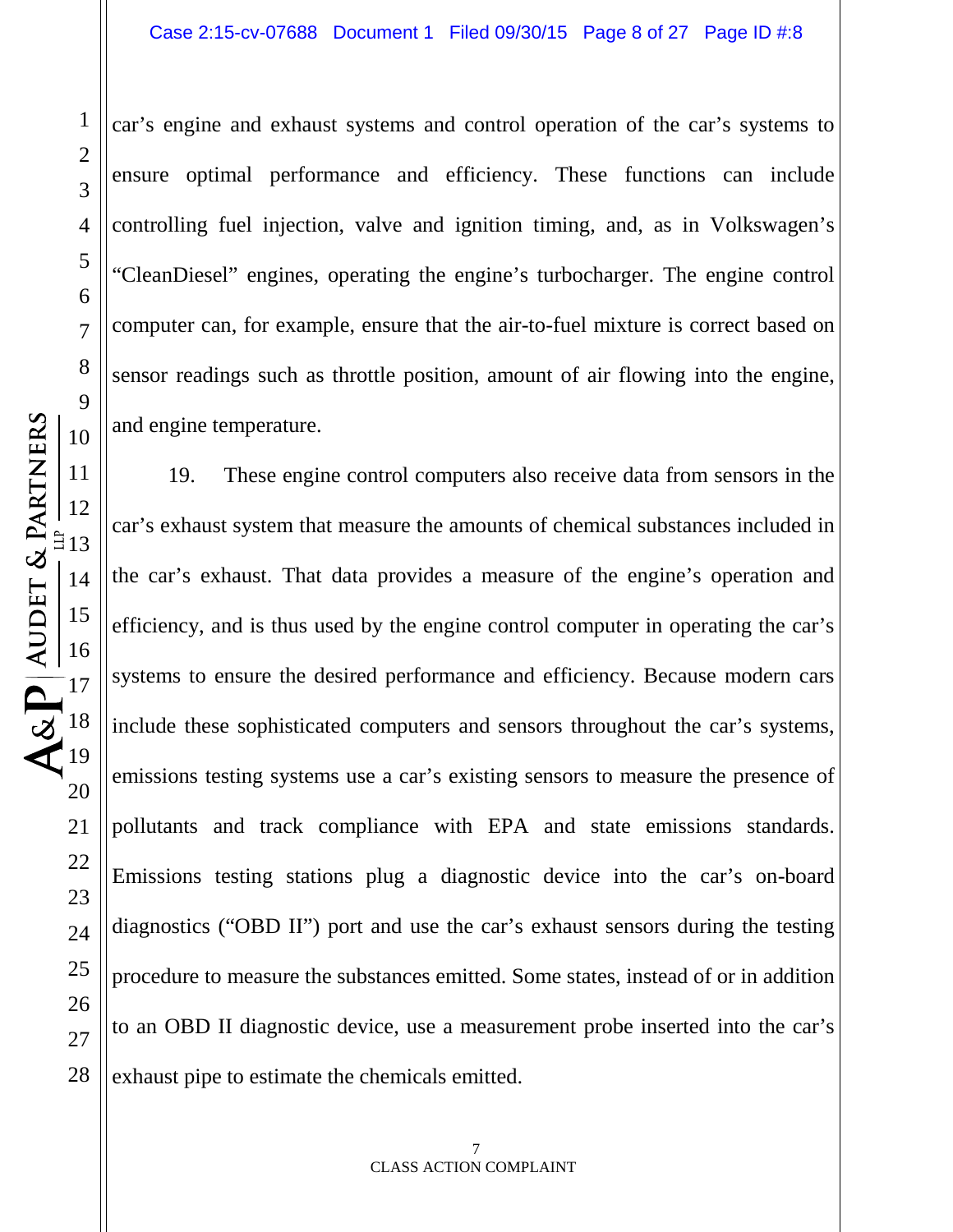car's engine and exhaust systems and control operation of the car's systems to ensure optimal performance and efficiency. These functions can include controlling fuel injection, valve and ignition timing, and, as in Volkswagen's "CleanDiesel" engines, operating the engine's turbocharger. The engine control computer can, for example, ensure that the air-to-fuel mixture is correct based on sensor readings such as throttle position, amount of air flowing into the engine, and engine temperature.

19. These engine control computers also receive data from sensors in the car's exhaust system that measure the amounts of chemical substances included in the car's exhaust. That data provides a measure of the engine's operation and efficiency, and is thus used by the engine control computer in operating the car's systems to ensure the desired performance and efficiency. Because modern cars include these sophisticated computers and sensors throughout the car's systems, emissions testing systems use a car's existing sensors to measure the presence of pollutants and track compliance with EPA and state emissions standards. Emissions testing stations plug a diagnostic device into the car's on-board diagnostics ("OBD II") port and use the car's exhaust sensors during the testing procedure to measure the substances emitted. Some states, instead of or in addition to an OBD II diagnostic device, use a measurement probe inserted into the car's exhaust pipe to estimate the chemicals emitted.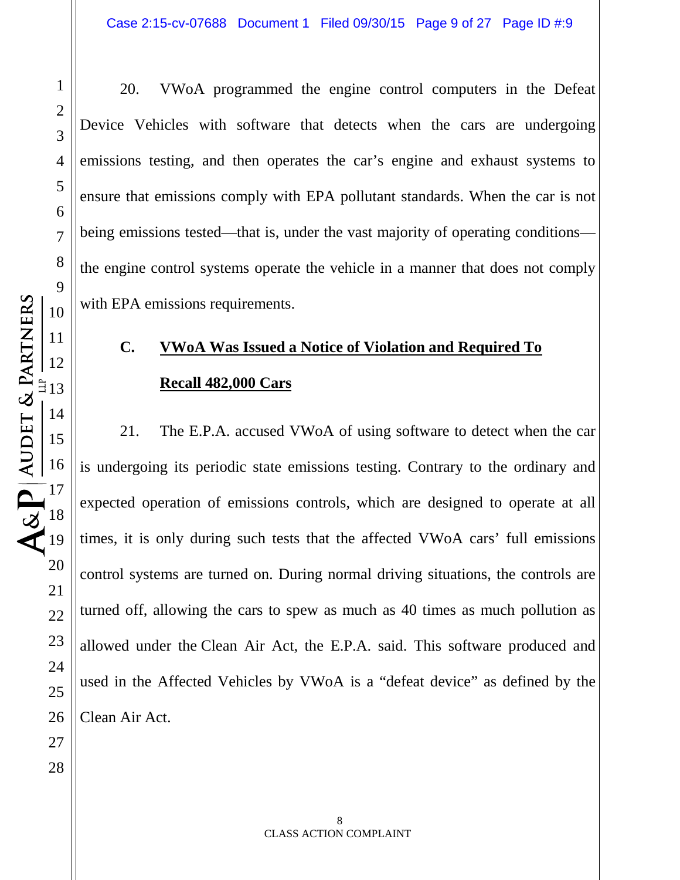20. VWoA programmed the engine control computers in the Defeat Device Vehicles with software that detects when the cars are undergoing emissions testing, and then operates the car's engine and exhaust systems to ensure that emissions comply with EPA pollutant standards. When the car is not being emissions tested—that is, under the vast majority of operating conditions—the engine control systems operate the vehicle in a manner that does not comply with EPA emissions requirements.

### C. <u>VWoA Was Issued a Notice of Violation and Required To Recall 482,000 Cars</u>

21. The E.P.A. accused VWoA of using software to detect when the car is undergoing its periodic state emissions testing. Contrary to the ordinary and expected operation of emissions controls, which are designed to operate at all times, it is only during such tests that the affected VWoA cars' full emissions control systems are turned on. During normal driving situations, the controls are turned off, allowing the cars to spew as much as 40 times as much pollution as allowed under the Clean Air Act, the E.P.A. said. This software produced and used in the Affected Vehicles by VWoA is a "defeat device" as defined by the Clean Air Act.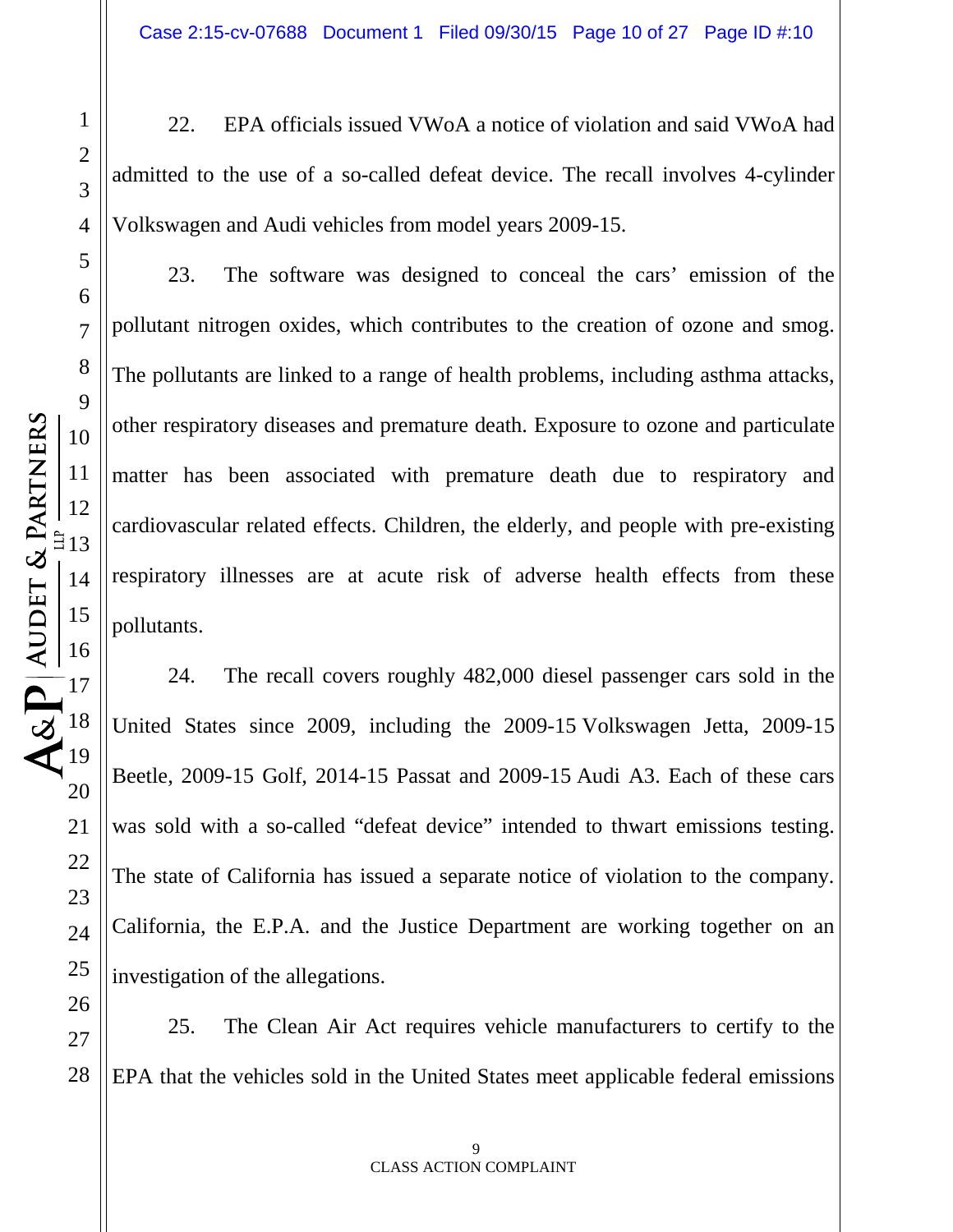22. EPA officials issued VWoA a notice of violation and said VWoA had admitted to the use of a so-called defeat device. The recall involves 4-cylinder Volkswagen and Audi vehicles from model years 2009-15.

23. The software was designed to conceal the cars' emission of the pollutant nitrogen oxides, which contributes to the creation of ozone and smog. The pollutants are linked to a range of health problems, including asthma attacks, other respiratory diseases and premature death. Exposure to ozone and particulate matter has been associated with premature death due to respiratory and cardiovascular related effects. Children, the elderly, and people with pre-existing respiratory illnesses are at acute risk of adverse health effects from these pollutants.

24. The recall covers roughly 482,000 diesel passenger cars sold in the United States since 2009, including the 2009-15 Volkswagen Jetta, 2009-15 Beetle, 2009-15 Golf, 2014-15 Passat and 2009-15 Audi A3. Each of these cars was sold with a so-called "defeat device" intended to thwart emissions testing. The state of California has issued a separate notice of violation to the company. California, the E.P.A. and the Justice Department are working together on an investigation of the allegations.

25. The Clean Air Act requires vehicle manufacturers to certify to the EPA that the vehicles sold in the United States meet applicable federal emissions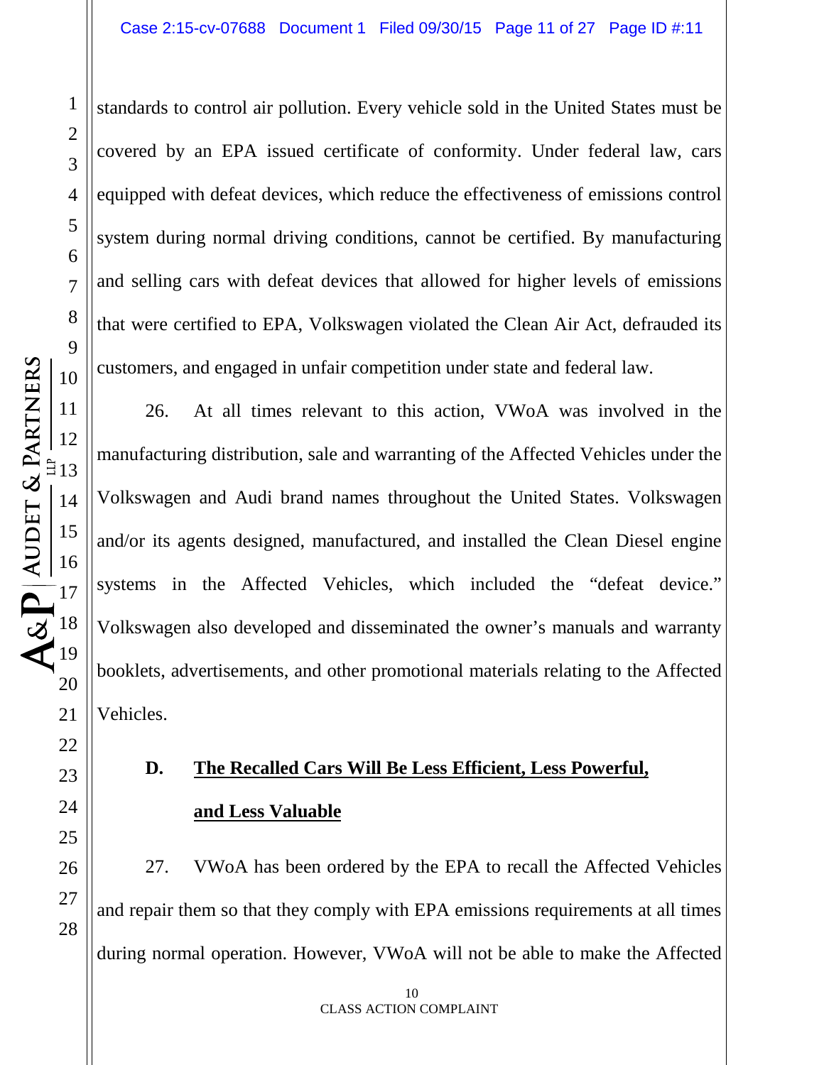standards to control air pollution. Every vehicle sold in the United States must be covered by an EPA issued certificate of conformity. Under federal law, cars equipped with defeat devices, which reduce the effectiveness of emissions control system during normal driving conditions, cannot be certified. By manufacturing and selling cars with defeat devices that allowed for higher levels of emissions that were certified to EPA, Volkswagen violated the Clean Air Act, defrauded its customers, and engaged in unfair competition under state and federal law.

26. At all times relevant to this action, VWoA was involved in the manufacturing distribution, sale and warranting of the Affected Vehicles under the Volkswagen and Audi brand names throughout the United States. Volkswagen and/or its agents designed, manufactured, and installed the Clean Diesel engine systems in the Affected Vehicles, which included the "defeat device." Volkswagen also developed and disseminated the owner's manuals and warranty booklets, advertisements, and other promotional materials relating to the Affected Vehicles.

### D. <u>The Recalled Cars Will Be Less Efficient, Less Powerful, and Less Valuable</u>

27. VWoA has been ordered by the EPA to recall the Affected Vehicles and repair them so that they comply with EPA emissions requirements at all times during normal operation. However, VWoA will not be able to make the Affected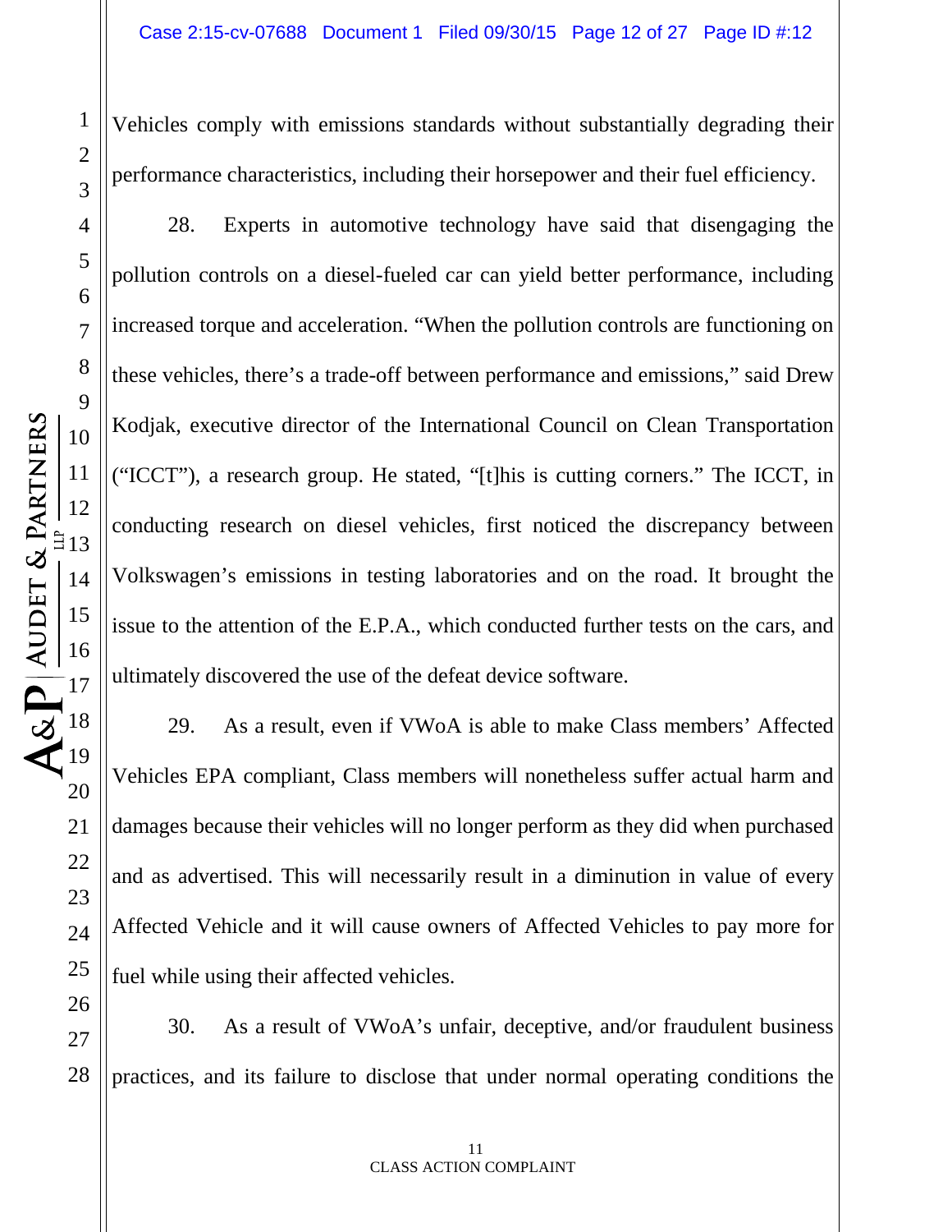Vehicles comply with emissions standards without substantially degrading their performance characteristics, including their horsepower and their fuel efficiency.

28. Experts in automotive technology have said that disengaging the pollution controls on a diesel-fueled car can yield better performance, including increased torque and acceleration. "When the pollution controls are functioning on these vehicles, there's a trade-off between performance and emissions," said Drew Kodjak, executive director of the International Council on Clean Transportation ("ICCT"), a research group. He stated, "[t]his is cutting corners." The ICCT, in conducting research on diesel vehicles, first noticed the discrepancy between Volkswagen's emissions in testing laboratories and on the road. It brought the issue to the attention of the E.P.A., which conducted further tests on the cars, and ultimately discovered the use of the defeat device software.

29. As a result, even if VWoA is able to make Class members' Affected Vehicles EPA compliant, Class members will nonetheless suffer actual harm and damages because their vehicles will no longer perform as they did when purchased and as advertised. This will necessarily result in a diminution in value of every Affected Vehicle and it will cause owners of Affected Vehicles to pay more for fuel while using their affected vehicles.

30. As a result of VWoA's unfair, deceptive, and/or fraudulent business practices, and its failure to disclose that under normal operating conditions the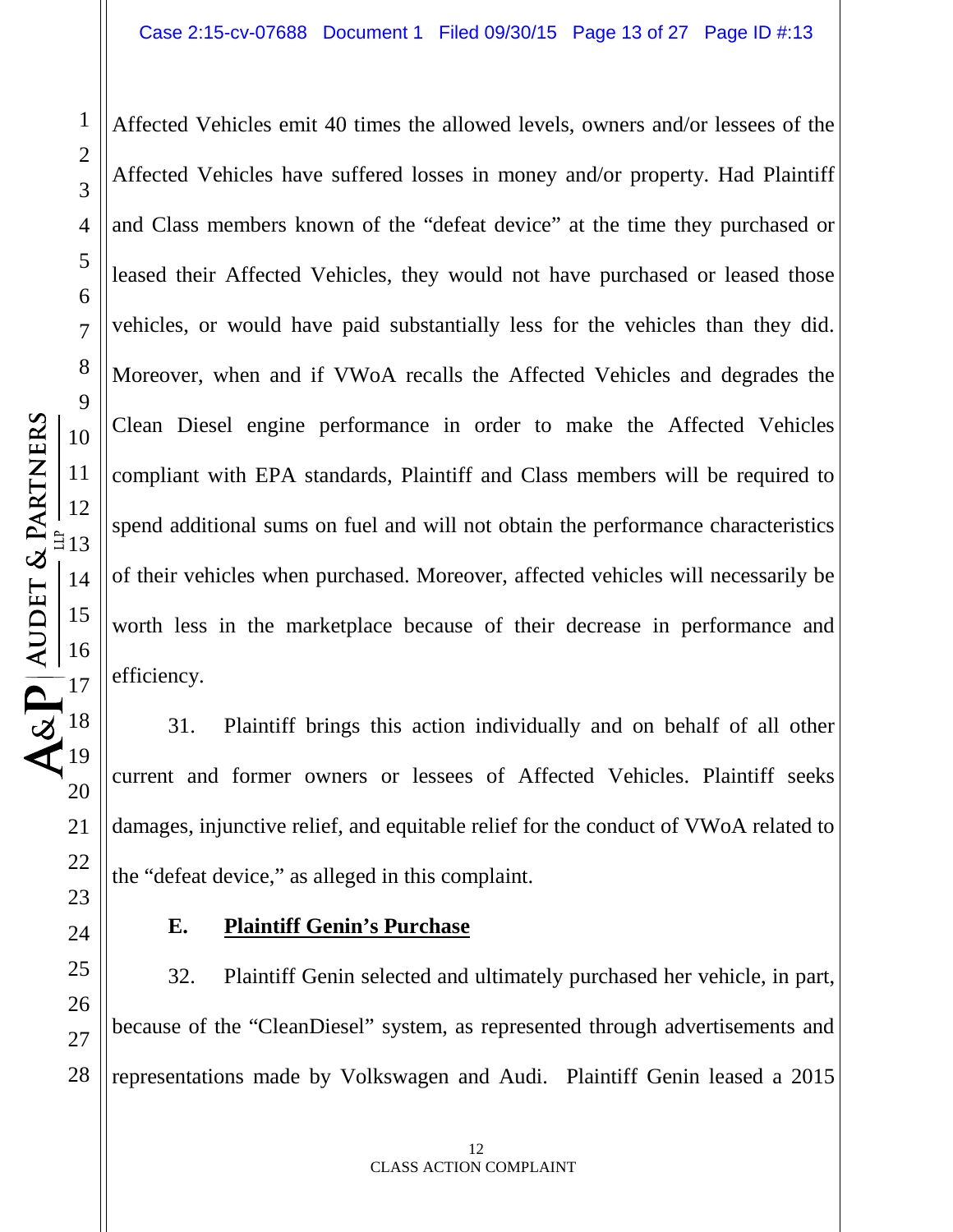Affected Vehicles emit 40 times the allowed levels, owners and/or lessees of the Affected Vehicles have suffered losses in money and/or property. Had Plaintiff and Class members known of the "defeat device" at the time they purchased or leased their Affected Vehicles, they would not have purchased or leased those vehicles, or would have paid substantially less for the vehicles than they did. Moreover, when and if VWoA recalls the Affected Vehicles and degrades the Clean Diesel engine performance in order to make the Affected Vehicles compliant with EPA standards, Plaintiff and Class members will be required to spend additional sums on fuel and will not obtain the performance characteristics of their vehicles when purchased. Moreover, affected vehicles will necessarily be worth less in the marketplace because of their decrease in performance and efficiency.

31. Plaintiff brings this action individually and on behalf of all other current and former owners or lessees of Affected Vehicles. Plaintiff seeks damages, injunctive relief, and equitable relief for the conduct of VWoA related to the "defeat device," as alleged in this complaint.

### E. Plaintiff Genin's Purchase

32. Plaintiff Genin selected and ultimately purchased her vehicle, in part, because of the "CleanDiesel" system, as represented through advertisements and representations made by Volkswagen and Audi. Plaintiff Genin leased a 2015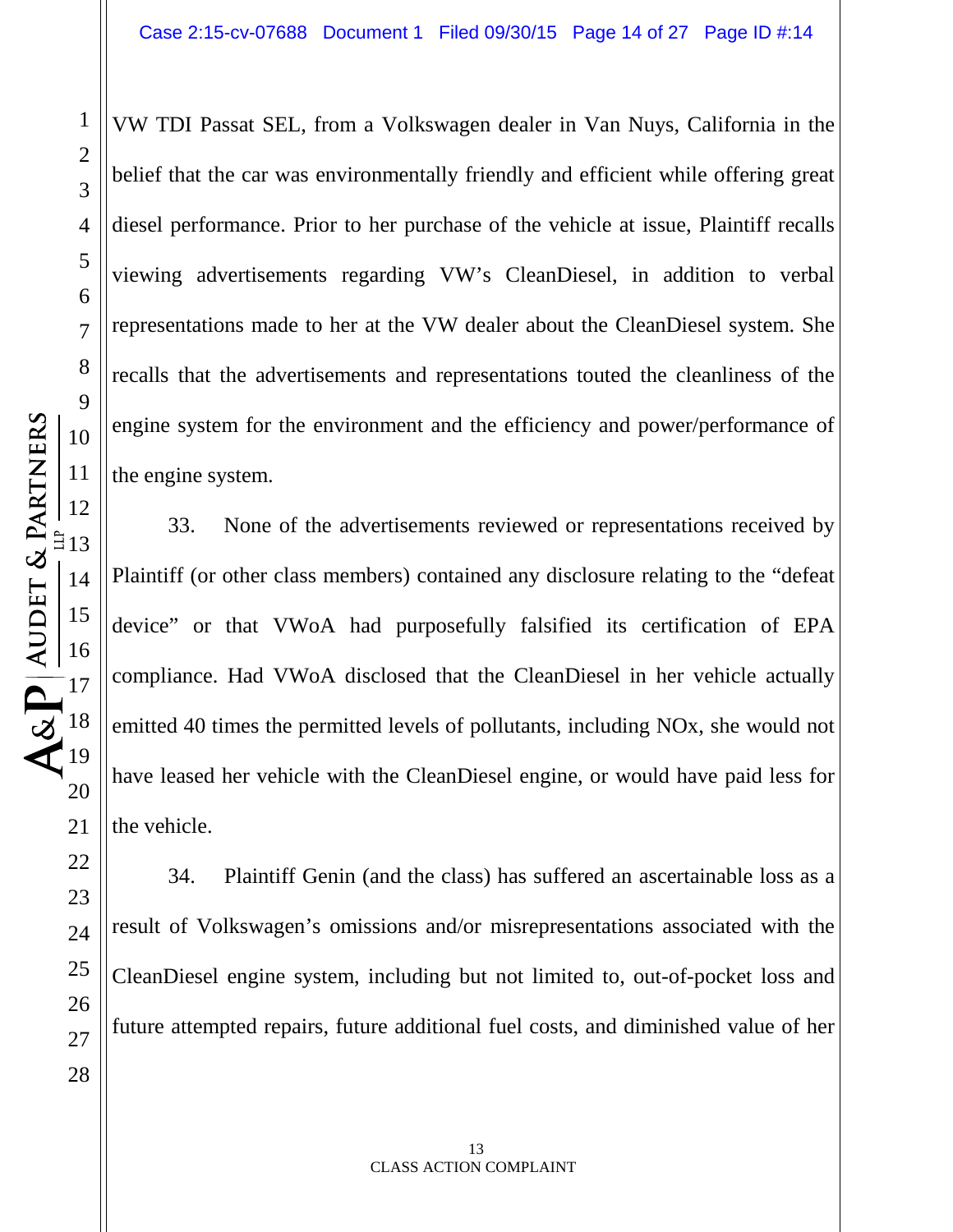VW TDI Passat SEL, from a Volkswagen dealer in Van Nuys, California in the belief that the car was environmentally friendly and efficient while offering great diesel performance. Prior to her purchase of the vehicle at issue, Plaintiff recalls viewing advertisements regarding VW's CleanDiesel, in addition to verbal representations made to her at the VW dealer about the CleanDiesel system. She recalls that the advertisements and representations touted the cleanliness of the engine system for the environment and the efficiency and power/performance of the engine system.

33. None of the advertisements reviewed or representations received by Plaintiff (or other class members) contained any disclosure relating to the "defeat device" or that VWoA had purposefully falsified its certification of EPA compliance. Had VWoA disclosed that the CleanDiesel in her vehicle actually emitted 40 times the permitted levels of pollutants, including NOx, she would not have leased her vehicle with the CleanDiesel engine, or would have paid less for the vehicle.

34. Plaintiff Genin (and the class) has suffered an ascertainable loss as a result of Volkswagen's omissions and/or misrepresentations associated with the CleanDiesel engine system, including but not limited to, out-of-pocket loss and future attempted repairs, future additional fuel costs, and diminished value of her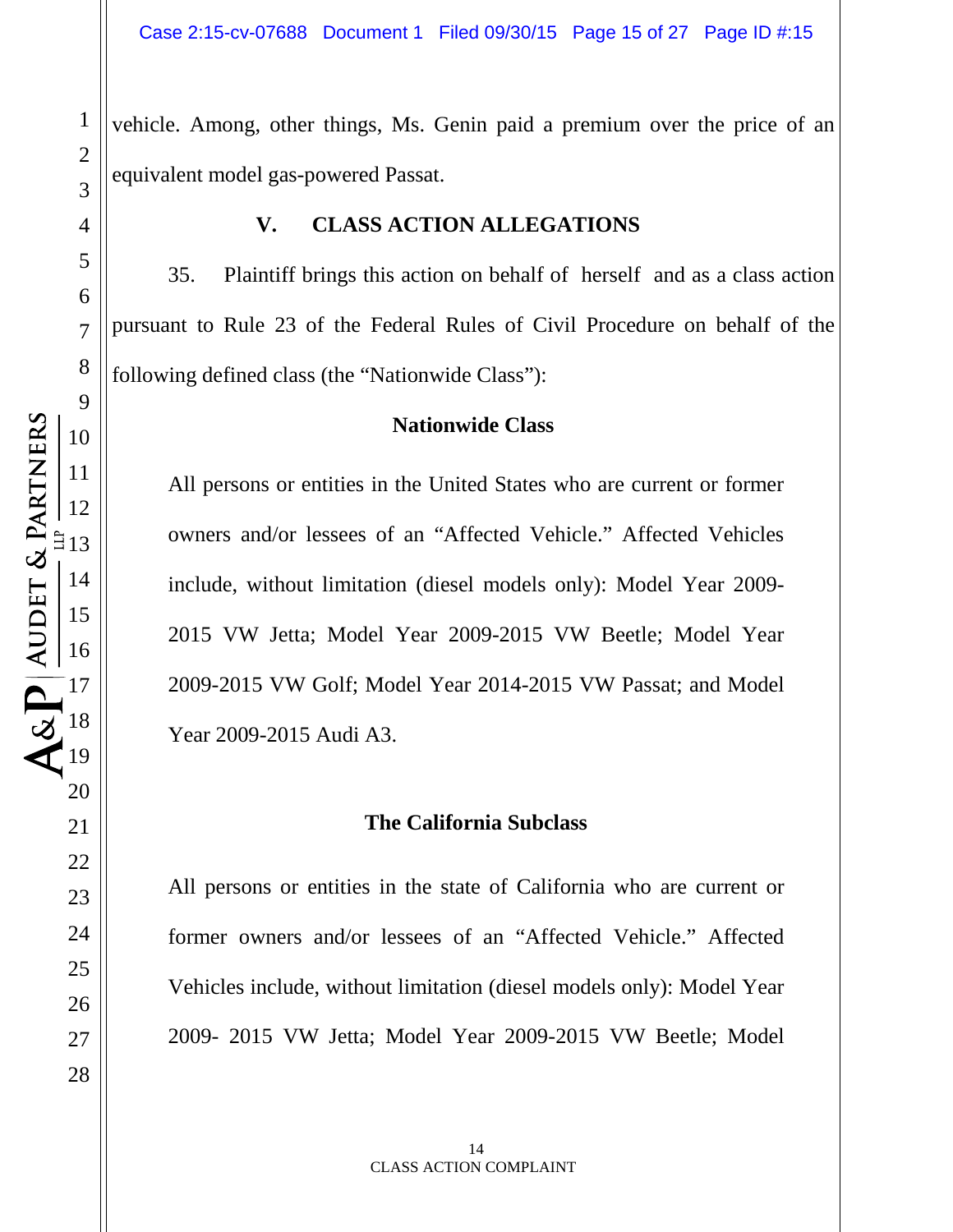vehicle. Among, other things, Ms. Genin paid a premium over the price of an equivalent model gas-powered Passat.

## V. CLASS ACTION ALLEGATIONS

35. Plaintiff brings this action on behalf of herself and as a class action pursuant to Rule 23 of the Federal Rules of Civil Procedure on behalf of the following defined class (the "Nationwide Class"):

**Nationwide Class**

All persons or entities in the United States who are current or former owners and/or lessees of an "Affected Vehicle." Affected Vehicles include, without limitation (diesel models only): Model Year 2009-2015 VW Jetta; Model Year 2009-2015 VW Beetle; Model Year 2009-2015 VW Golf; Model Year 2014-2015 VW Passat; and Model Year 2009-2015 Audi A3.

**The California Subclass**

All persons or entities in the state of California who are current or former owners and/or lessees of an "Affected Vehicle." Affected Vehicles include, without limitation (diesel models only): Model Year 2009- 2015 VW Jetta; Model Year 2009-2015 VW Beetle; Model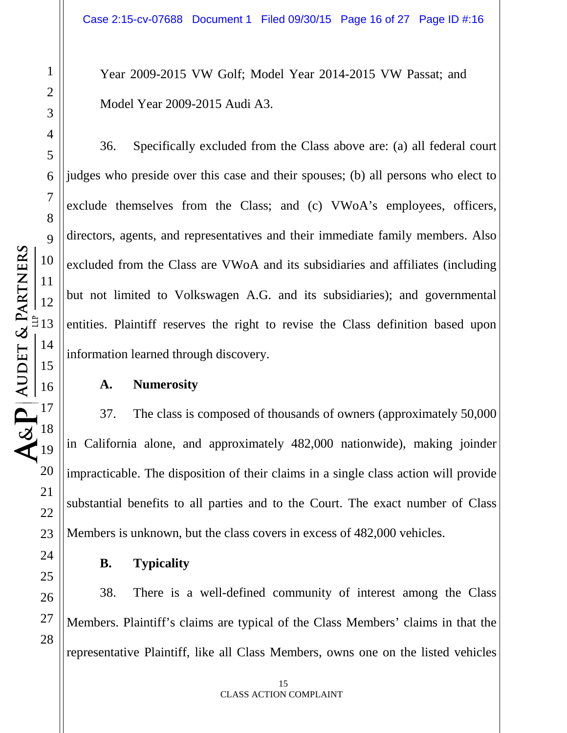Year 2009-2015 VW Golf; Model Year 2014-2015 VW Passat; and Model Year 2009-2015 Audi A3.

36. Specifically excluded from the Class above are: (a) all federal court judges who preside over this case and their spouses; (b) all persons who elect to exclude themselves from the Class; and (c) VWoA's employees, officers, directors, agents, and representatives and their immediate family members. Also excluded from the Class are VWoA and its subsidiaries and affiliates (including but not limited to Volkswagen A.G. and its subsidiaries); and governmental entities. Plaintiff reserves the right to revise the Class definition based upon information learned through discovery.

**A. Numerosity**

37. The class is composed of thousands of owners (approximately 50,000 in California alone, and approximately 482,000 nationwide), making joinder impracticable. The disposition of their claims in a single class action will provide substantial benefits to all parties and to the Court. The exact number of Class Members is unknown, but the class covers in excess of 482,000 vehicles.

**B. Typicality**

38. There is a well-defined community of interest among the Class Members. Plaintiff's claims are typical of the Class Members' claims in that the representative Plaintiff, like all Class Members, owns one on the listed vehicles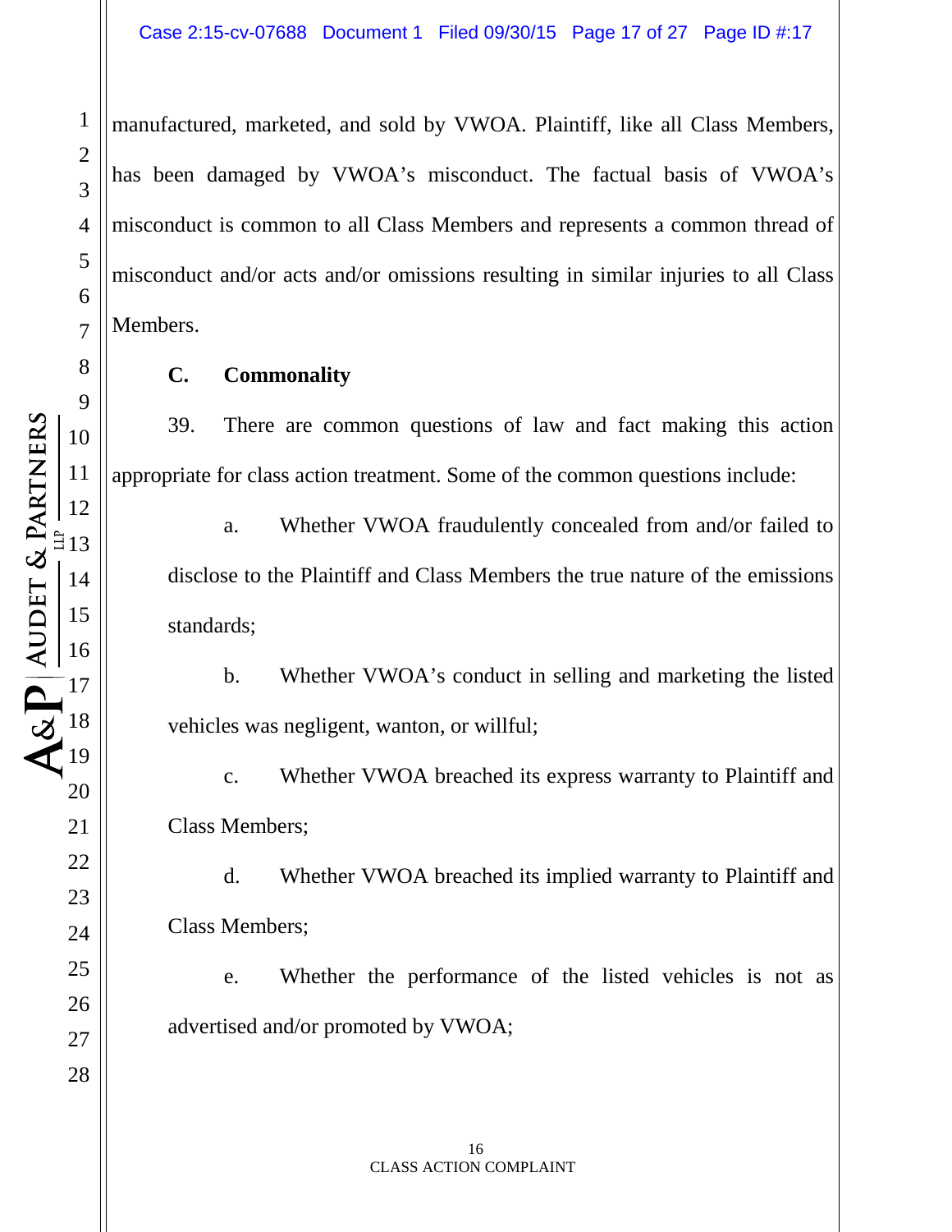manufactured, marketed, and sold by VWOA. Plaintiff, like all Class Members, has been damaged by VWOA's misconduct. The factual basis of VWOA's misconduct is common to all Class Members and represents a common thread of misconduct and/or acts and/or omissions resulting in similar injuries to all Class Members.

**C. Commonality**

39. There are common questions of law and fact making this action appropriate for class action treatment. Some of the common questions include:

a. Whether VWOA fraudulently concealed from and/or failed to disclose to the Plaintiff and Class Members the true nature of the emissions standards;

b. Whether VWOA's conduct in selling and marketing the listed vehicles was negligent, wanton, or willful;

c. Whether VWOA breached its express warranty to Plaintiff and Class Members;

d. Whether VWOA breached its implied warranty to Plaintiff and Class Members;

e. Whether the performance of the listed vehicles is not as advertised and/or promoted by VWOA;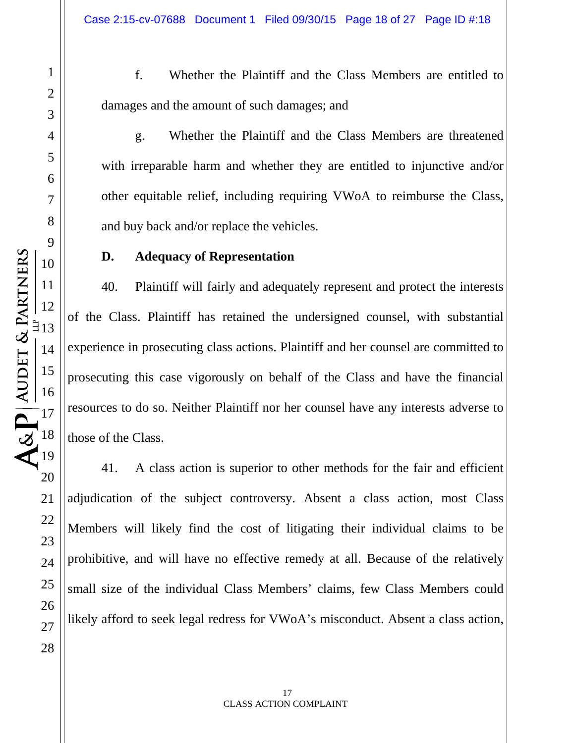f. Whether the Plaintiff and the Class Members are entitled to damages and the amount of such damages; and

g. Whether the Plaintiff and the Class Members are threatened with irreparable harm and whether they are entitled to injunctive and/or other equitable relief, including requiring VWoA to reimburse the Class, and buy back and/or replace the vehicles.

### D. Adequacy of Representation

40. Plaintiff will fairly and adequately represent and protect the interests of the Class. Plaintiff has retained the undersigned counsel, with substantial experience in prosecuting class actions. Plaintiff and her counsel are committed to prosecuting this case vigorously on behalf of the Class and have the financial resources to do so. Neither Plaintiff nor her counsel have any interests adverse to those of the Class.

41. A class action is superior to other methods for the fair and efficient adjudication of the subject controversy. Absent a class action, most Class Members will likely find the cost of litigating their individual claims to be prohibitive, and will have no effective remedy at all. Because of the relatively small size of the individual Class Members' claims, few Class Members could likely afford to seek legal redress for VWoA's misconduct. Absent a class action,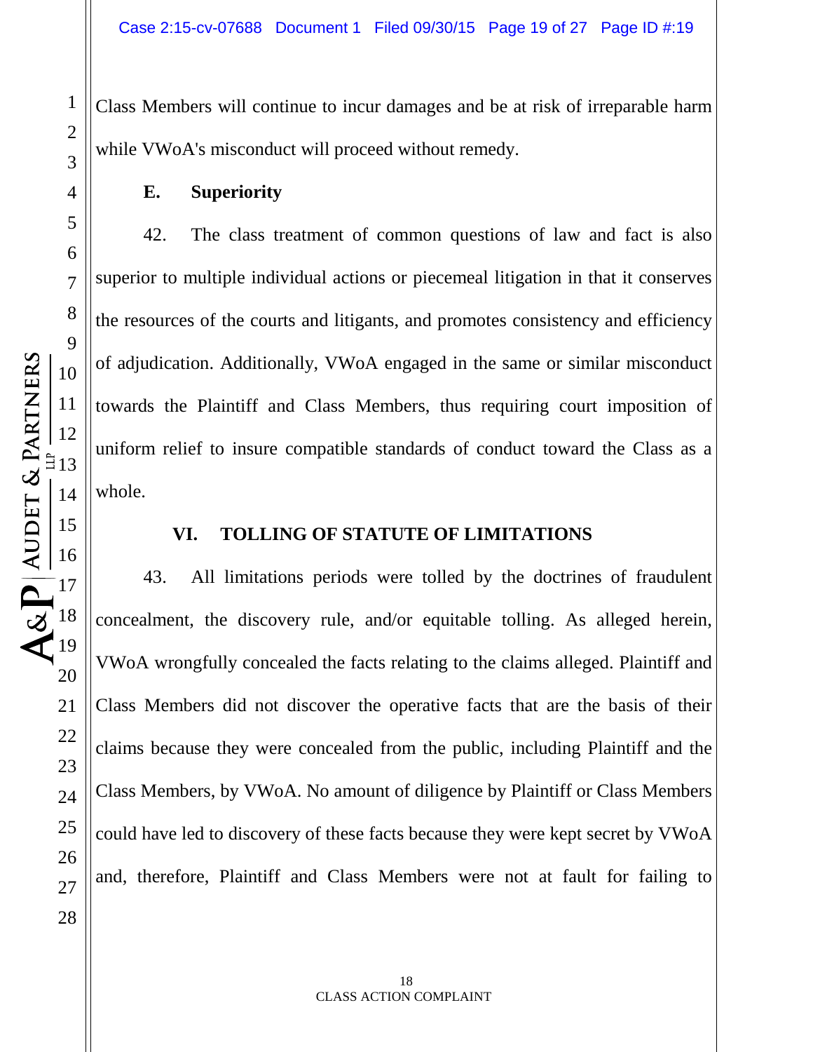Class Members will continue to incur damages and be at risk of irreparable harm while VWoA's misconduct will proceed without remedy.

**E. Superiority**

42. The class treatment of common questions of law and fact is also superior to multiple individual actions or piecemeal litigation in that it conserves the resources of the courts and litigants, and promotes consistency and efficiency of adjudication. Additionally, VWoA engaged in the same or similar misconduct towards the Plaintiff and Class Members, thus requiring court imposition of uniform relief to insure compatible standards of conduct toward the Class as a whole.

## VI. TOLLING OF STATUTE OF LIMITATIONS

43. All limitations periods were tolled by the doctrines of fraudulent concealment, the discovery rule, and/or equitable tolling. As alleged herein, VWoA wrongfully concealed the facts relating to the claims alleged. Plaintiff and Class Members did not discover the operative facts that are the basis of their claims because they were concealed from the public, including Plaintiff and the Class Members, by VWoA. No amount of diligence by Plaintiff or Class Members could have led to discovery of these facts because they were kept secret by VWoA and, therefore, Plaintiff and Class Members were not at fault for failing to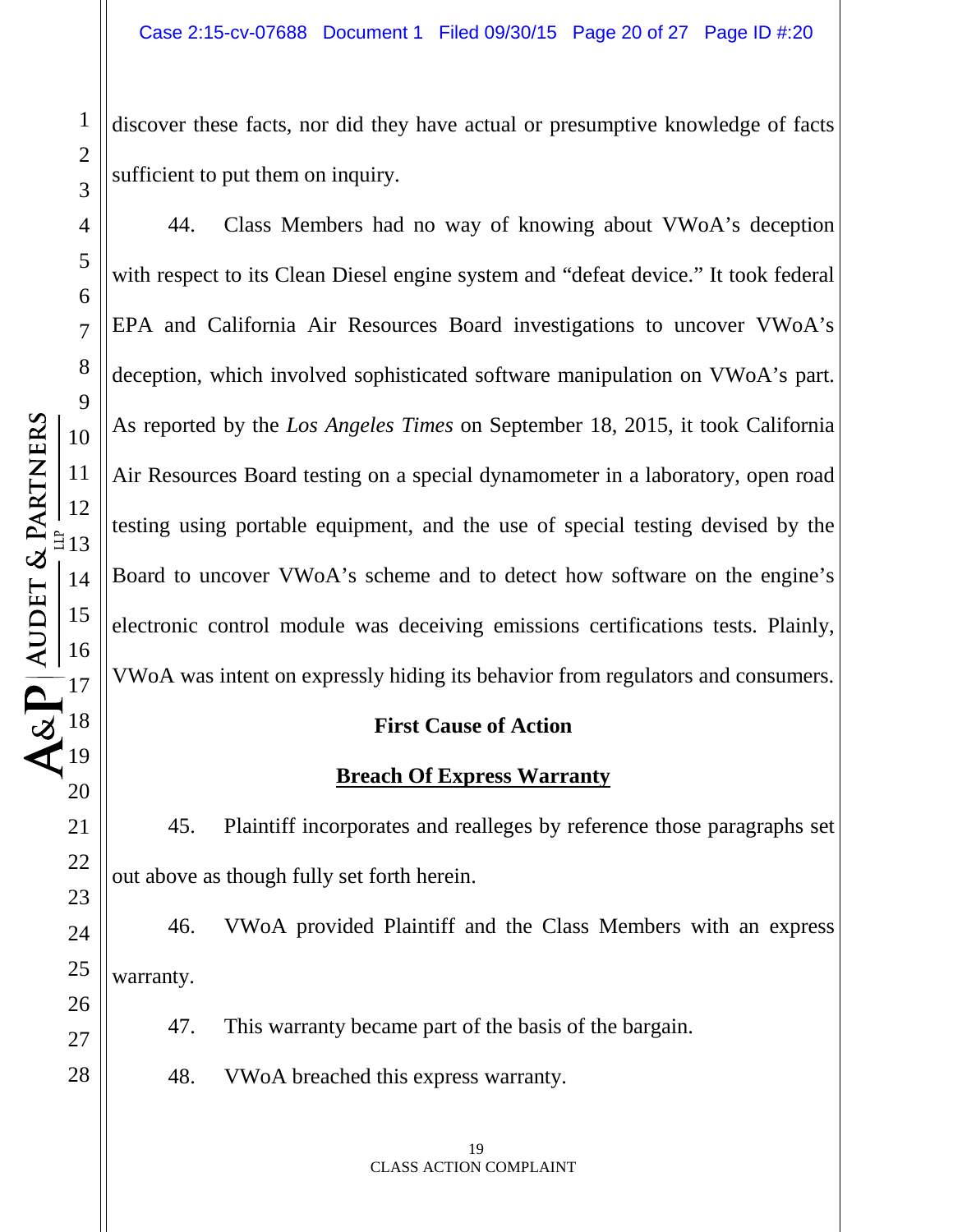discover these facts, nor did they have actual or presumptive knowledge of facts sufficient to put them on inquiry.

44. Class Members had no way of knowing about VWoA's deception with respect to its Clean Diesel engine system and "defeat device." It took federal EPA and California Air Resources Board investigations to uncover VWoA's deception, which involved sophisticated software manipulation on VWoA's part. As reported by the *Los Angeles Times* on September 18, 2015, it took California Air Resources Board testing on a special dynamometer in a laboratory, open road testing using portable equipment, and the use of special testing devised by the Board to uncover VWoA's scheme and to detect how software on the engine's electronic control module was deceiving emissions certifications tests. Plainly, VWoA was intent on expressly hiding its behavior from regulators and consumers.

**First Cause of Action**

**Breach Of Express Warranty**

45. Plaintiff incorporates and realleges by reference those paragraphs set out above as though fully set forth herein.

46. VWoA provided Plaintiff and the Class Members with an express warranty.

47. This warranty became part of the basis of the bargain.

48. VWoA breached this express warranty.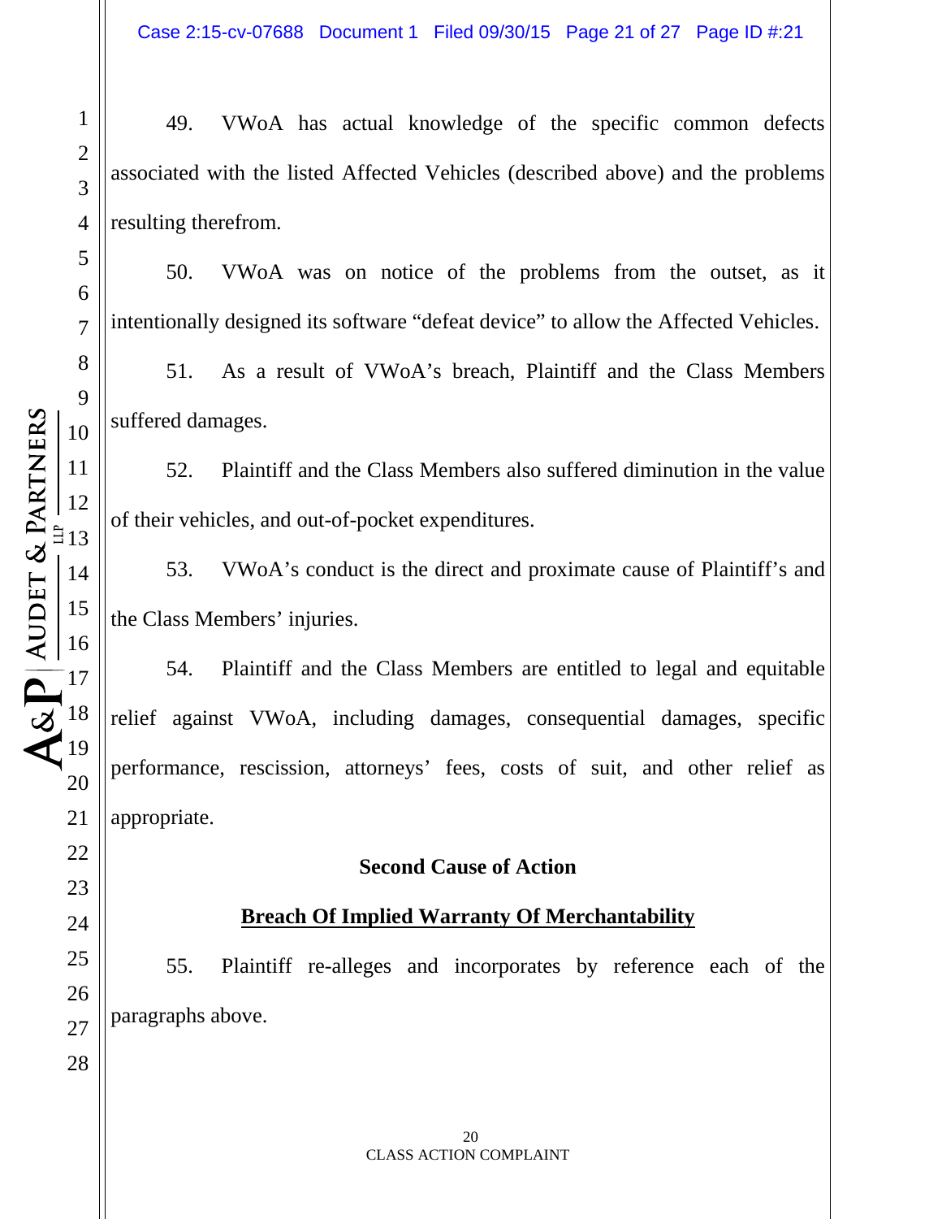49. VWoA has actual knowledge of the specific common defects associated with the listed Affected Vehicles (described above) and the problems resulting therefrom.

50. VWoA was on notice of the problems from the outset, as it intentionally designed its software "defeat device" to allow the Affected Vehicles.

51. As a result of VWoA's breach, Plaintiff and the Class Members suffered damages.

52. Plaintiff and the Class Members also suffered diminution in the value of their vehicles, and out-of-pocket expenditures.

53. VWoA's conduct is the direct and proximate cause of Plaintiff's and the Class Members' injuries.

54. Plaintiff and the Class Members are entitled to legal and equitable relief against VWoA, including damages, consequential damages, specific performance, rescission, attorneys' fees, costs of suit, and other relief as appropriate.

**Second Cause of Action**

**Breach Of Implied Warranty Of Merchantability**

55. Plaintiff re-alleges and incorporates by reference each of the paragraphs above.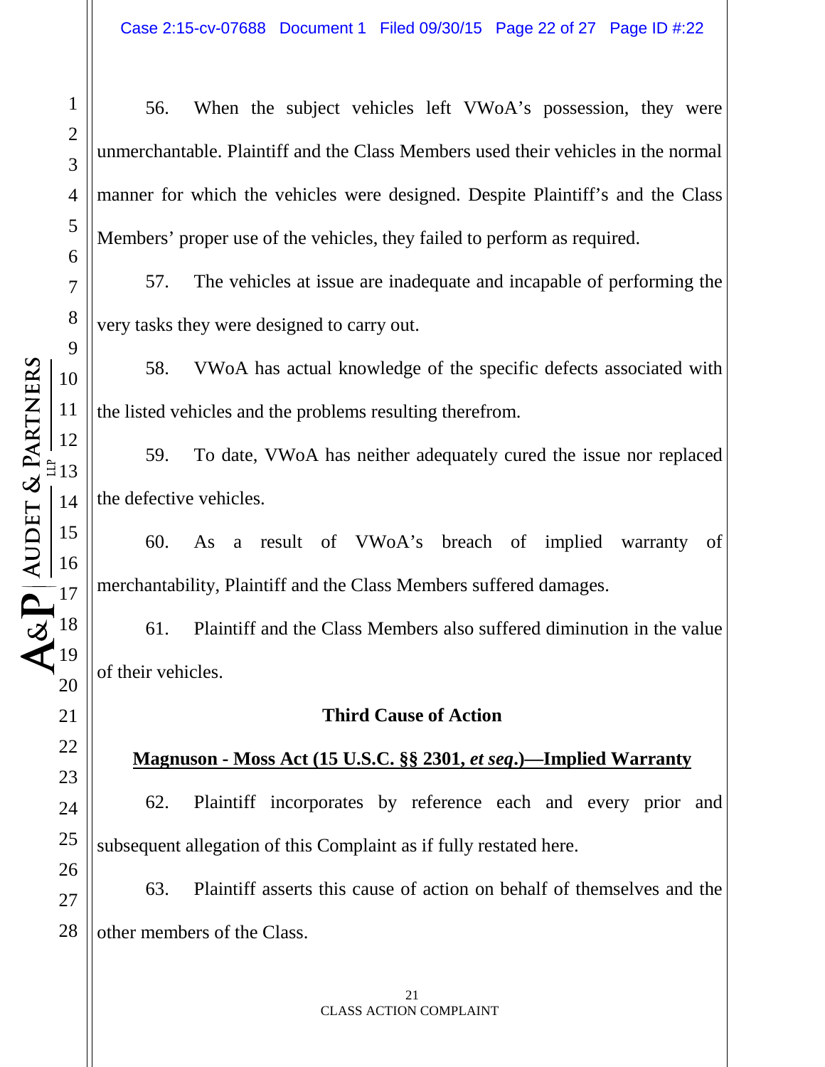56. When the subject vehicles left VWoA's possession, they were unmerchantable. Plaintiff and the Class Members used their vehicles in the normal manner for which the vehicles were designed. Despite Plaintiff's and the Class Members' proper use of the vehicles, they failed to perform as required.

57. The vehicles at issue are inadequate and incapable of performing the very tasks they were designed to carry out.

58. VWoA has actual knowledge of the specific defects associated with the listed vehicles and the problems resulting therefrom.

59. To date, VWoA has neither adequately cured the issue nor replaced the defective vehicles.

60. As a result of VWoA's breach of implied warranty of merchantability, Plaintiff and the Class Members suffered damages.

61. Plaintiff and the Class Members also suffered diminution in the value of their vehicles.

**Third Cause of Action**

**Magnuson - Moss Act (15 U.S.C. §§ 2301, *et seq*.)—Implied Warranty**

62. Plaintiff incorporates by reference each and every prior and subsequent allegation of this Complaint as if fully restated here.

63. Plaintiff asserts this cause of action on behalf of themselves and the other members of the Class.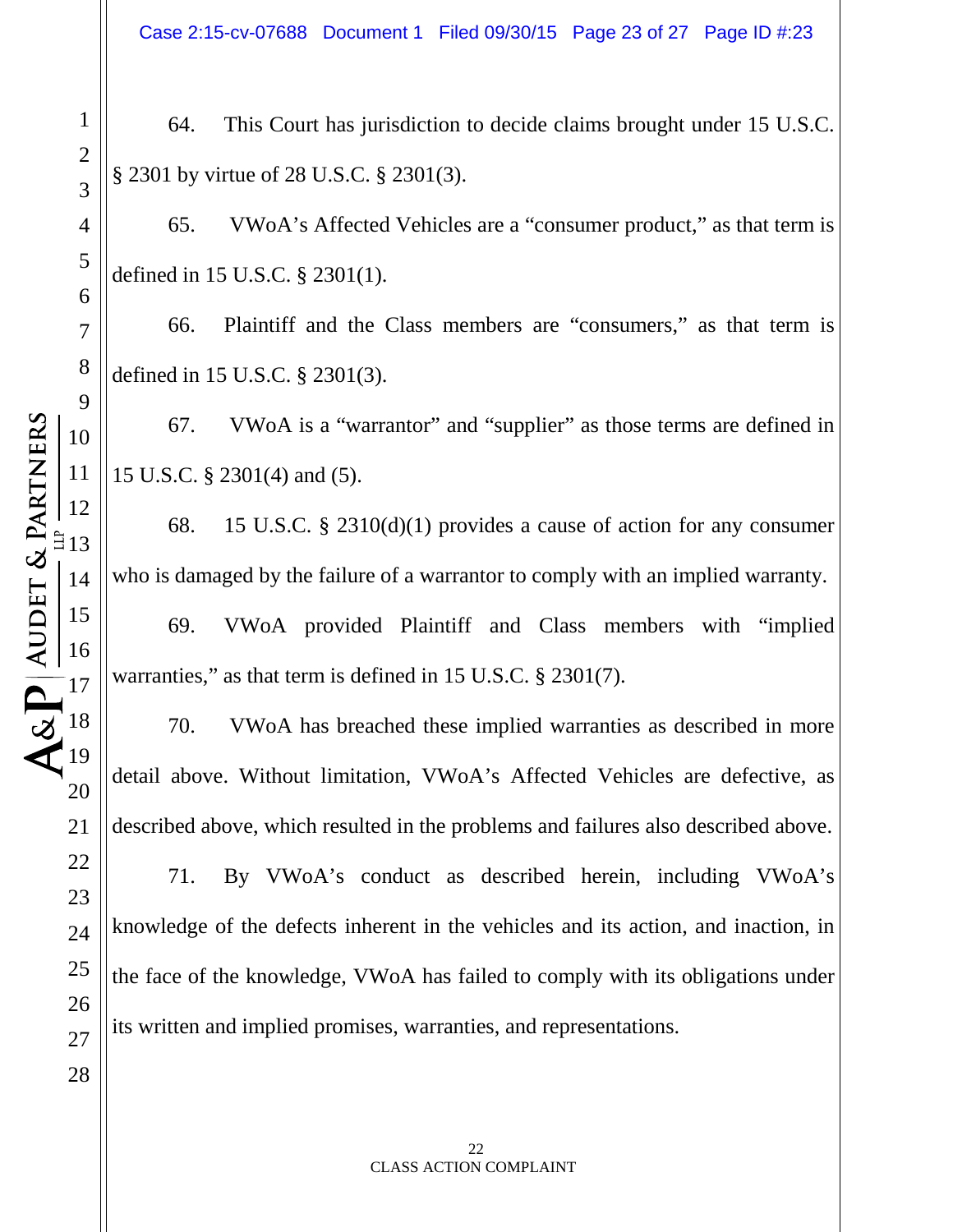64. This Court has jurisdiction to decide claims brought under 15 U.S.C. § 2301 by virtue of 28 U.S.C. § 2301(3).

65. VWoA's Affected Vehicles are a "consumer product," as that term is defined in 15 U.S.C. § 2301(1).

66. Plaintiff and the Class members are "consumers," as that term is defined in 15 U.S.C. § 2301(3).

67. VWoA is a "warrantor" and "supplier" as those terms are defined in 15 U.S.C. § 2301(4) and (5).

68. 15 U.S.C. § 2310(d)(1) provides a cause of action for any consumer who is damaged by the failure of a warrantor to comply with an implied warranty.

69. VWoA provided Plaintiff and Class members with "implied warranties," as that term is defined in 15 U.S.C. § 2301(7).

70. VWoA has breached these implied warranties as described in more detail above. Without limitation, VWoA's Affected Vehicles are defective, as described above, which resulted in the problems and failures also described above.

71. By VWoA's conduct as described herein, including VWoA's knowledge of the defects inherent in the vehicles and its action, and inaction, in the face of the knowledge, VWoA has failed to comply with its obligations under its written and implied promises, warranties, and representations.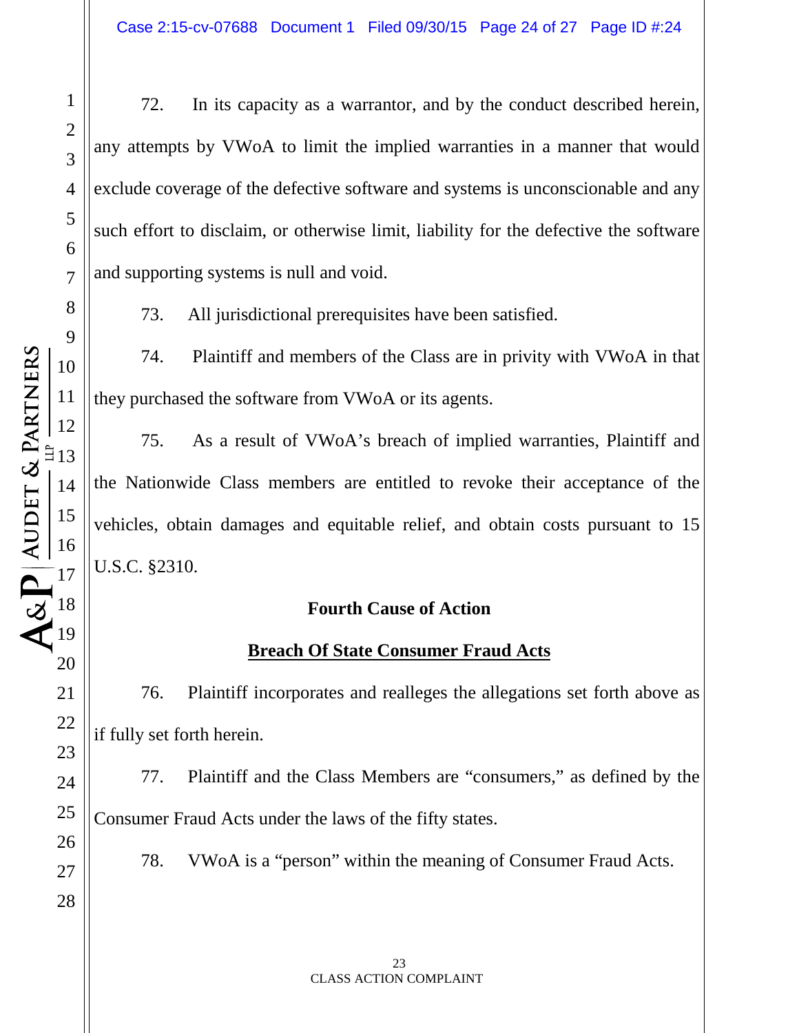72. In its capacity as a warrantor, and by the conduct described herein, any attempts by VWoA to limit the implied warranties in a manner that would exclude coverage of the defective software and systems is unconscionable and any such effort to disclaim, or otherwise limit, liability for the defective the software and supporting systems is null and void.

73. All jurisdictional prerequisites have been satisfied.

74. Plaintiff and members of the Class are in privity with VWoA in that they purchased the software from VWoA or its agents.

75. As a result of VWoA's breach of implied warranties, Plaintiff and the Nationwide Class members are entitled to revoke their acceptance of the vehicles, obtain damages and equitable relief, and obtain costs pursuant to 15 U.S.C. §2310.

**Fourth Cause of Action**

**<u>Breach Of State Consumer Fraud Acts</u>**

76. Plaintiff incorporates and realleges the allegations set forth above as if fully set forth herein.

77. Plaintiff and the Class Members are "consumers," as defined by the Consumer Fraud Acts under the laws of the fifty states.

78. VWoA is a "person" within the meaning of Consumer Fraud Acts.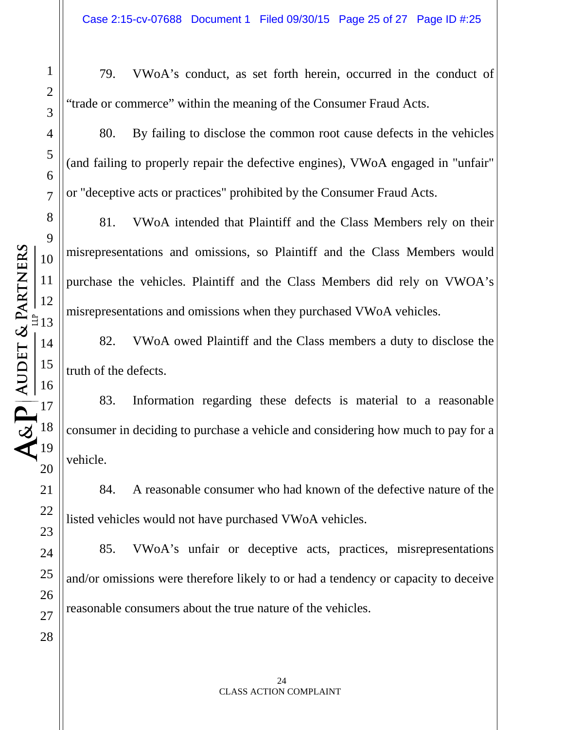79. VWoA's conduct, as set forth herein, occurred in the conduct of "trade or commerce" within the meaning of the Consumer Fraud Acts.

80. By failing to disclose the common root cause defects in the vehicles (and failing to properly repair the defective engines), VWoA engaged in "unfair" or "deceptive acts or practices" prohibited by the Consumer Fraud Acts.

81. VWoA intended that Plaintiff and the Class Members rely on their misrepresentations and omissions, so Plaintiff and the Class Members would purchase the vehicles. Plaintiff and the Class Members did rely on VWOA's misrepresentations and omissions when they purchased VWoA vehicles.

82. VWoA owed Plaintiff and the Class members a duty to disclose the truth of the defects.

83. Information regarding these defects is material to a reasonable consumer in deciding to purchase a vehicle and considering how much to pay for a vehicle.

84. A reasonable consumer who had known of the defective nature of the listed vehicles would not have purchased VWoA vehicles.

85. VWoA's unfair or deceptive acts, practices, misrepresentations and/or omissions were therefore likely to or had a tendency or capacity to deceive reasonable consumers about the true nature of the vehicles.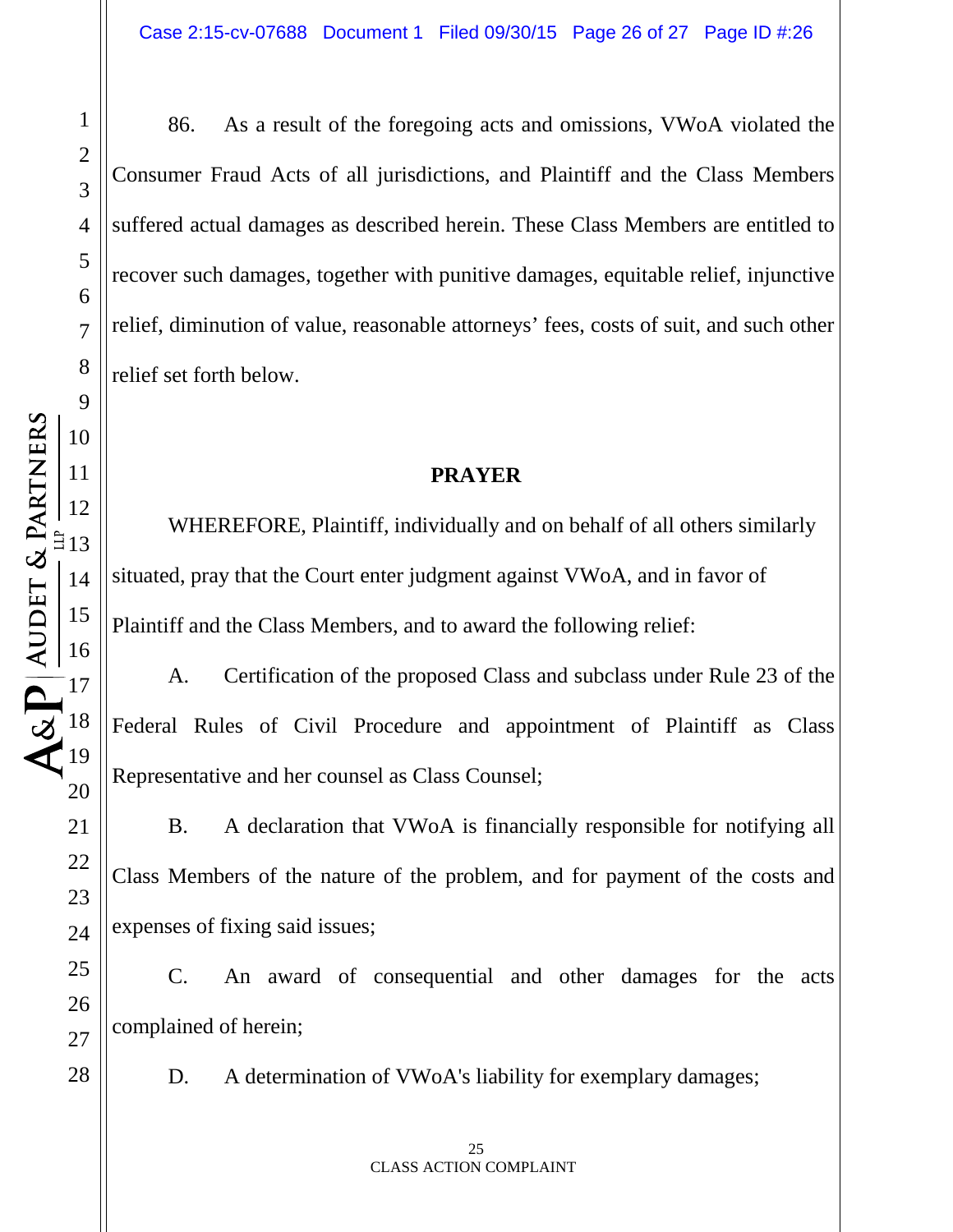86. As a result of the foregoing acts and omissions, VWoA violated the Consumer Fraud Acts of all jurisdictions, and Plaintiff and the Class Members suffered actual damages as described herein. These Class Members are entitled to recover such damages, together with punitive damages, equitable relief, injunctive relief, diminution of value, reasonable attorneys' fees, costs of suit, and such other relief set forth below.

## PRAYER

WHEREFORE, Plaintiff, individually and on behalf of all others similarly situated, pray that the Court enter judgment against VWoA, and in favor of Plaintiff and the Class Members, and to award the following relief:

A. Certification of the proposed Class and subclass under Rule 23 of the Federal Rules of Civil Procedure and appointment of Plaintiff as Class Representative and her counsel as Class Counsel;

B. A declaration that VWoA is financially responsible for notifying all Class Members of the nature of the problem, and for payment of the costs and expenses of fixing said issues;

C. An award of consequential and other damages for the acts complained of herein;

D. A determination of VWoA's liability for exemplary damages;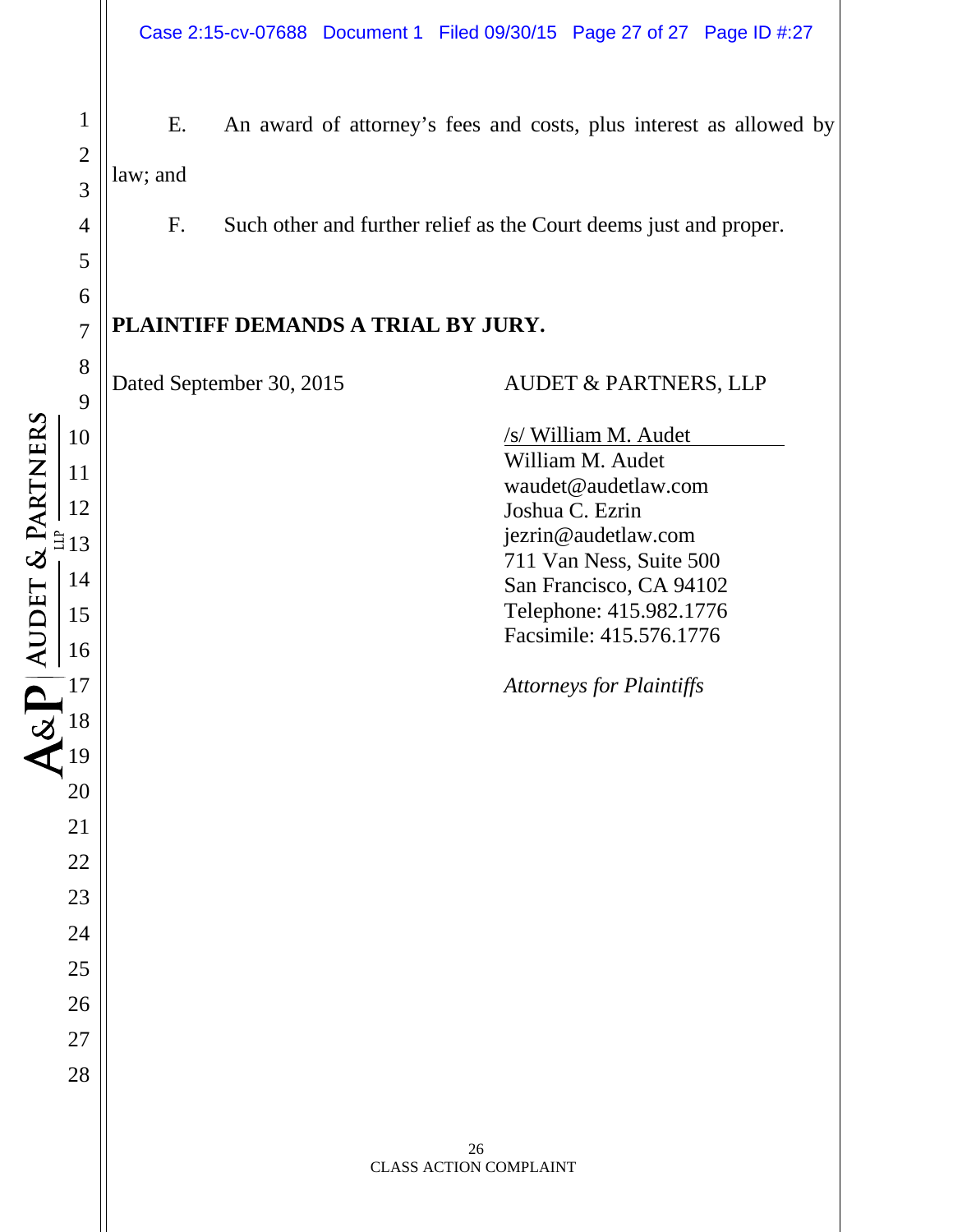E. An award of attorney's fees and costs, plus interest as allowed by law; and

F. Such other and further relief as the Court deems just and proper.

**PLAINTIFF DEMANDS A TRIAL BY JURY.**

Dated September 30, 2015

AUDET & PARTNERS, LLP

/s/ William M. Audet
William M. Audet
waudet@audetlaw.com
Joshua C. Ezrin
jezrin@audetlaw.com
711 Van Ness, Suite 500
San Francisco, CA 94102
Telephone: 415.982.1776
Facsimile: 415.576.1776

*Attorneys for Plaintiffs*

CLASS ACTION COMPLAINT